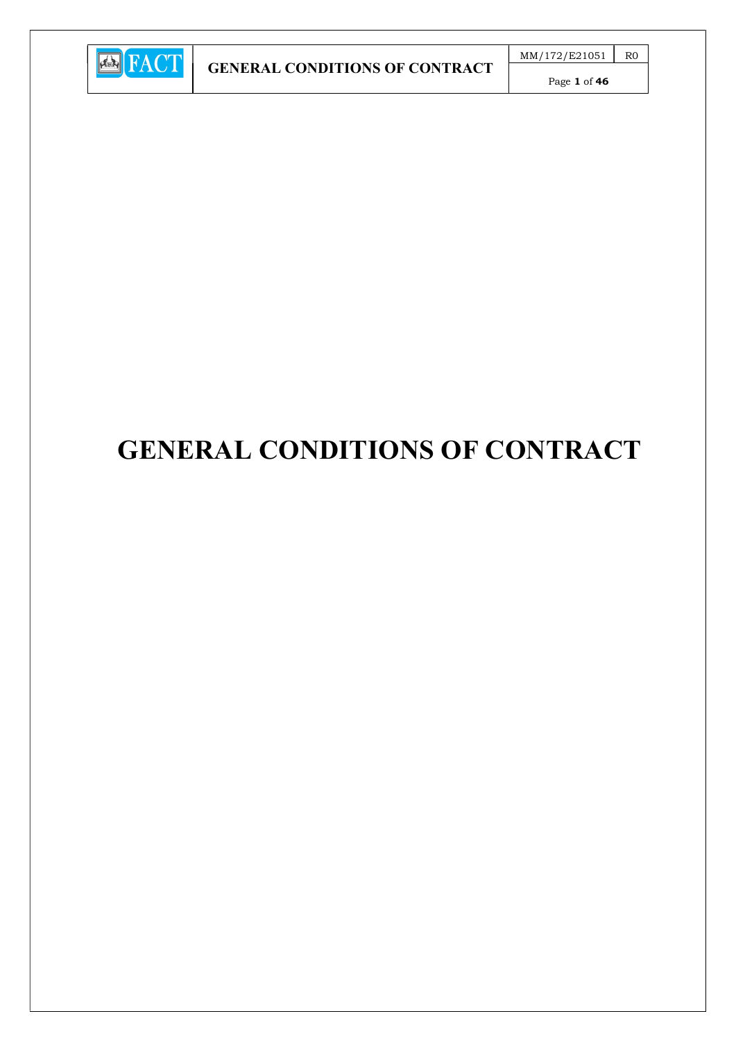# GENERAL CONDITIONS OF CONTRACT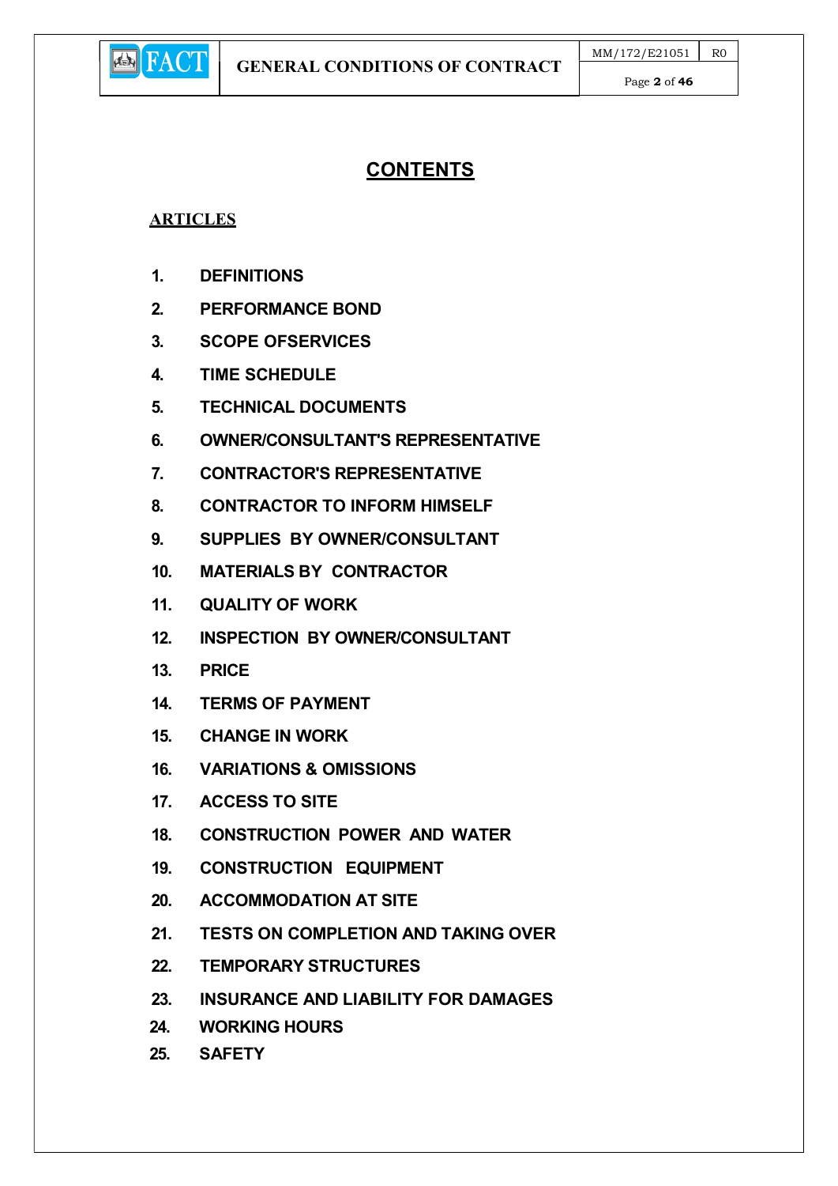# CONTENTS

**ARTICLES**

1. DEFINITIONS
2. PERFORMANCE BOND
3. SCOPE OFSERVICES
4. TIME SCHEDULE
5. TECHNICAL DOCUMENTS
6. OWNER/CONSULTANT'S REPRESENTATIVE
7. CONTRACTOR'S REPRESENTATIVE
8. CONTRACTOR TO INFORM HIMSELF
9. SUPPLIES BY OWNER/CONSULTANT
10. MATERIALS BY CONTRACTOR
11. QUALITY OF WORK
12. INSPECTION BY OWNER/CONSULTANT
13. PRICE
14. TERMS OF PAYMENT
15. CHANGE IN WORK
16. VARIATIONS & OMISSIONS
17. ACCESS TO SITE
18. CONSTRUCTION POWER AND WATER
19. CONSTRUCTION EQUIPMENT
20. ACCOMMODATION AT SITE
21. TESTS ON COMPLETION AND TAKING OVER
22. TEMPORARY STRUCTURES
23. INSURANCE AND LIABILITY FOR DAMAGES
24. WORKING HOURS
25. SAFETY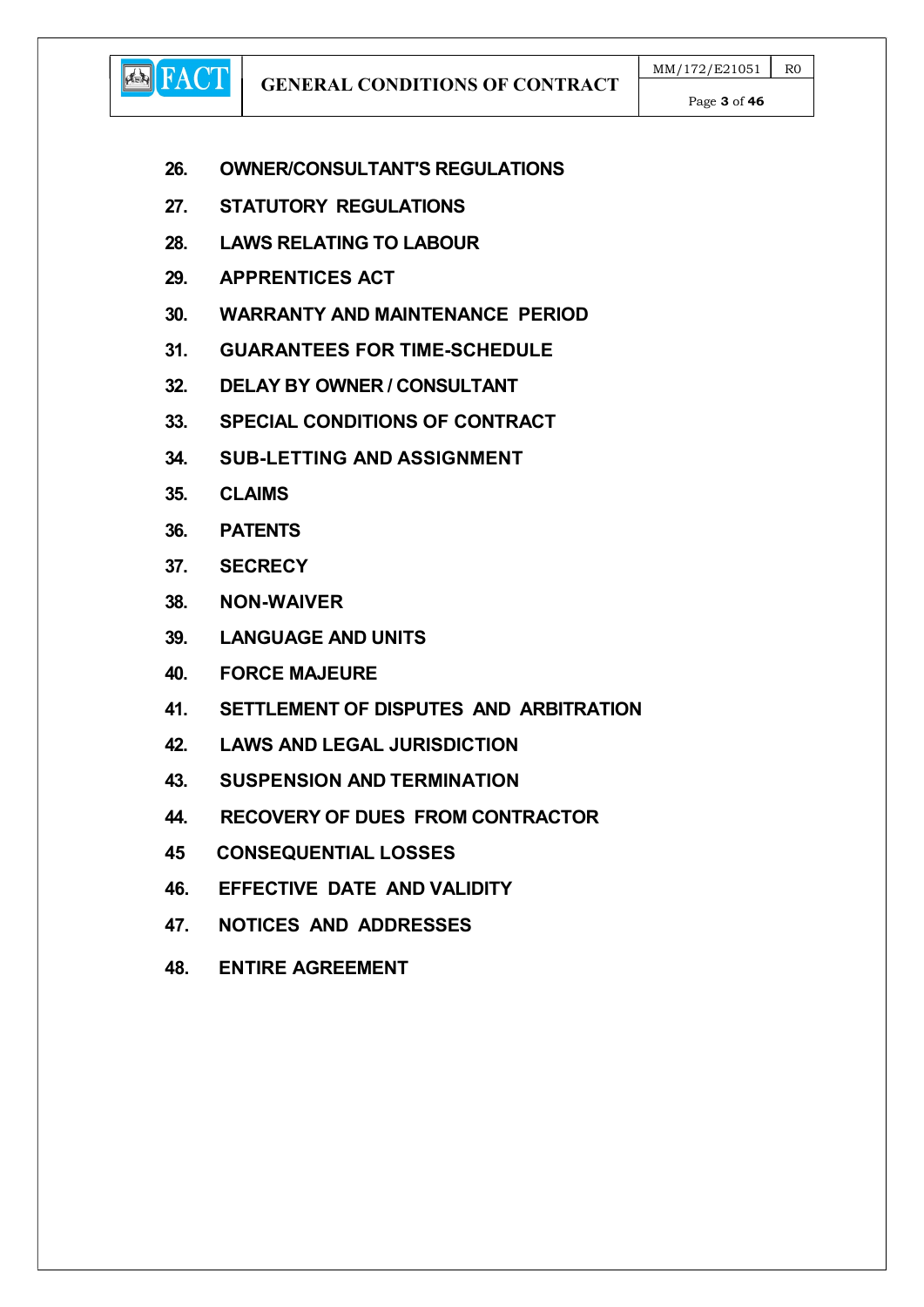26. **OWNER/CONSULTANT'S REGULATIONS**
27. **STATUTORY REGULATIONS**
28. **LAWS RELATING TO LABOUR**
29. **APPRENTICES ACT**
30. **WARRANTY AND MAINTENANCE PERIOD**
31. **GUARANTEES FOR TIME-SCHEDULE**
32. **DELAY BY OWNER / CONSULTANT**
33. **SPECIAL CONDITIONS OF CONTRACT**
34. **SUB-LETTING AND ASSIGNMENT**
35. **CLAIMS**
36. **PATENTS**
37. **SECRECY**
38. **NON-WAIVER**
39. **LANGUAGE AND UNITS**
40. **FORCE MAJEURE**
41. **SETTLEMENT OF DISPUTES AND ARBITRATION**
42. **LAWS AND LEGAL JURISDICTION**
43. **SUSPENSION AND TERMINATION**
44. **RECOVERY OF DUES FROM CONTRACTOR**

45 **CONSEQUENTIAL LOSSES**

46. **EFFECTIVE DATE AND VALIDITY**
47. **NOTICES AND ADDRESSES**
48. **ENTIRE AGREEMENT**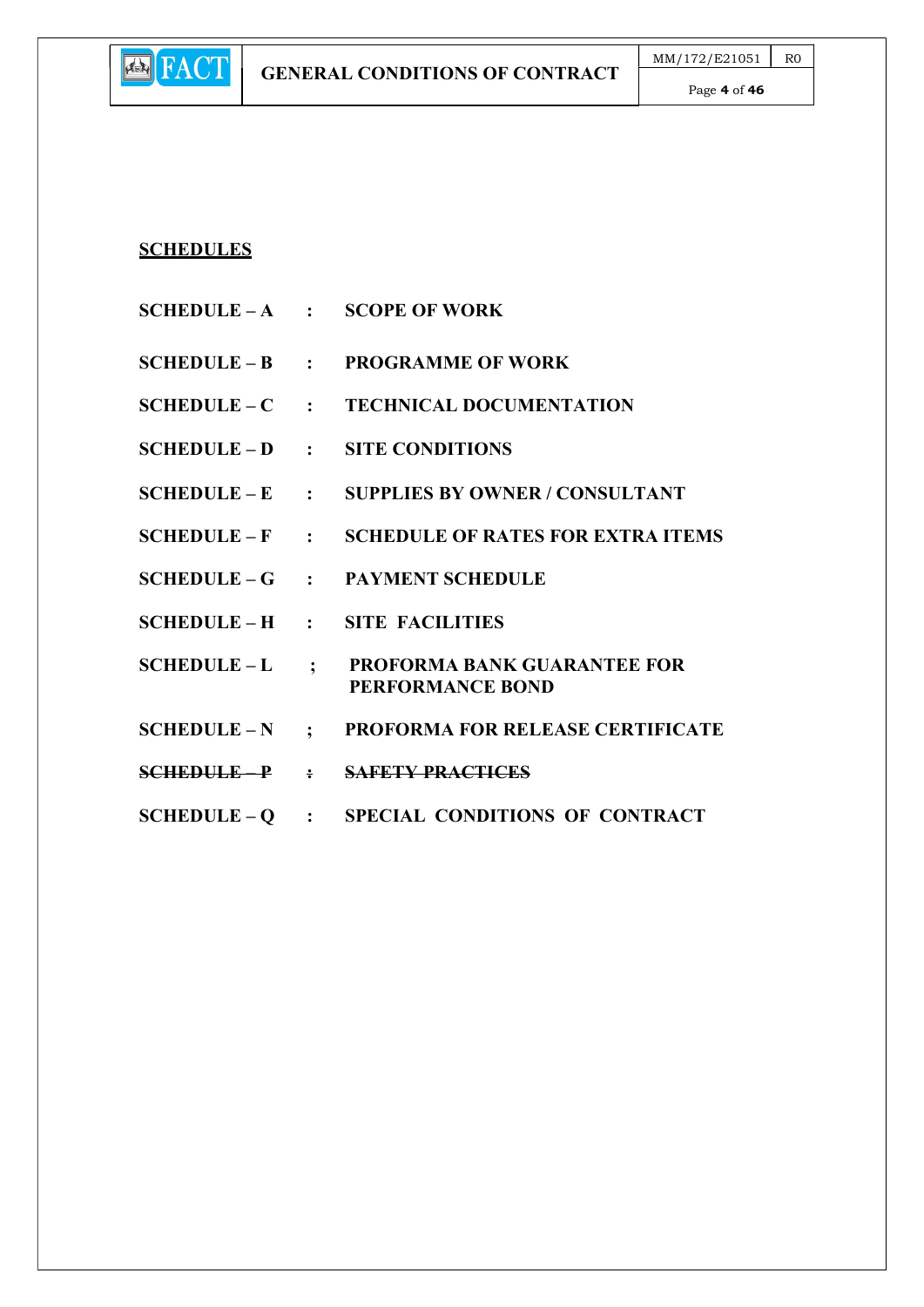## SCHEDULES

| | | |
|---|---|---|
| **SCHEDULE – A** | **:** | **SCOPE OF WORK** |
| **SCHEDULE – B** | **:** | **PROGRAMME OF WORK** |
| **SCHEDULE – C** | **:** | **TECHNICAL DOCUMENTATION** |
| **SCHEDULE – D** | **:** | **SITE CONDITIONS** |
| **SCHEDULE – E** | **:** | **SUPPLIES BY OWNER / CONSULTANT** |
| **SCHEDULE – F** | **:** | **SCHEDULE OF RATES FOR EXTRA ITEMS** |
| **SCHEDULE – G** | **:** | **PAYMENT SCHEDULE** |
| **SCHEDULE – H** | **:** | **SITE FACILITIES** |
| **SCHEDULE – L** | **;** | **PROFORMA BANK GUARANTEE FOR PERFORMANCE BOND** |
| **SCHEDULE – N** | **;** | **PROFORMA FOR RELEASE CERTIFICATE** |
| ~~**SCHEDULE – P**~~ | ~~**:**~~ | ~~**SAFETY PRACTICES**~~ |
| **SCHEDULE – Q** | **:** | **SPECIAL CONDITIONS OF CONTRACT** |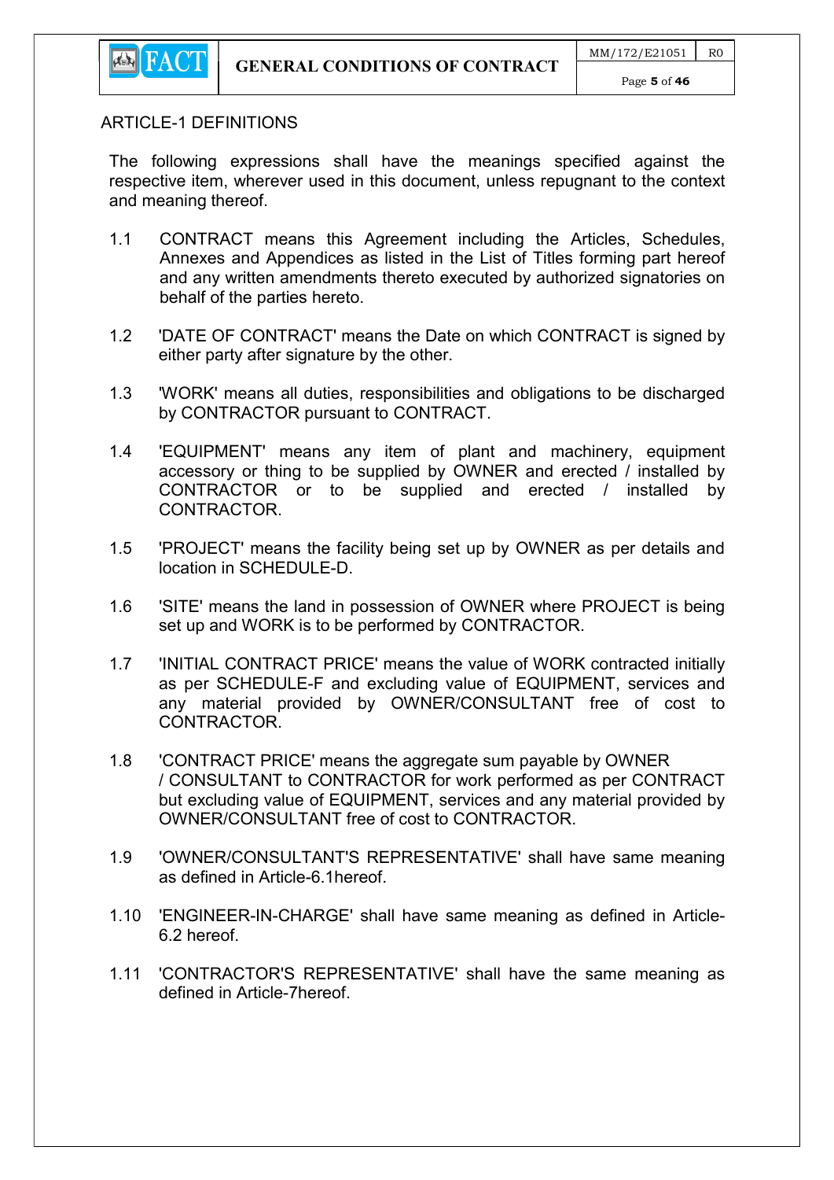## ARTICLE-1 DEFINITIONS

The following expressions shall have the meanings specified against the respective item, wherever used in this document, unless repugnant to the context and meaning thereof.

1.1 CONTRACT means this Agreement including the Articles, Schedules, Annexes and Appendices as listed in the List of Titles forming part hereof and any written amendments thereto executed by authorized signatories on behalf of the parties hereto.

1.2 'DATE OF CONTRACT' means the Date on which CONTRACT is signed by either party after signature by the other.

1.3 'WORK' means all duties, responsibilities and obligations to be discharged by CONTRACTOR pursuant to CONTRACT.

1.4 'EQUIPMENT' means any item of plant and machinery, equipment accessory or thing to be supplied by OWNER and erected / installed by CONTRACTOR or to be supplied and erected / installed by CONTRACTOR.

1.5 'PROJECT' means the facility being set up by OWNER as per details and location in SCHEDULE-D.

1.6 'SITE' means the land in possession of OWNER where PROJECT is being set up and WORK is to be performed by CONTRACTOR.

1.7 'INITIAL CONTRACT PRICE' means the value of WORK contracted initially as per SCHEDULE-F and excluding value of EQUIPMENT, services and any material provided by OWNER/CONSULTANT free of cost to CONTRACTOR.

1.8 'CONTRACT PRICE' means the aggregate sum payable by OWNER / CONSULTANT to CONTRACTOR for work performed as per CONTRACT but excluding value of EQUIPMENT, services and any material provided by OWNER/CONSULTANT free of cost to CONTRACTOR.

1.9 'OWNER/CONSULTANT'S REPRESENTATIVE' shall have same meaning as defined in Article-6.1hereof.

1.10 'ENGINEER-IN-CHARGE' shall have same meaning as defined in Article-6.2 hereof.

1.11 'CONTRACTOR'S REPRESENTATIVE' shall have the same meaning as defined in Article-7hereof.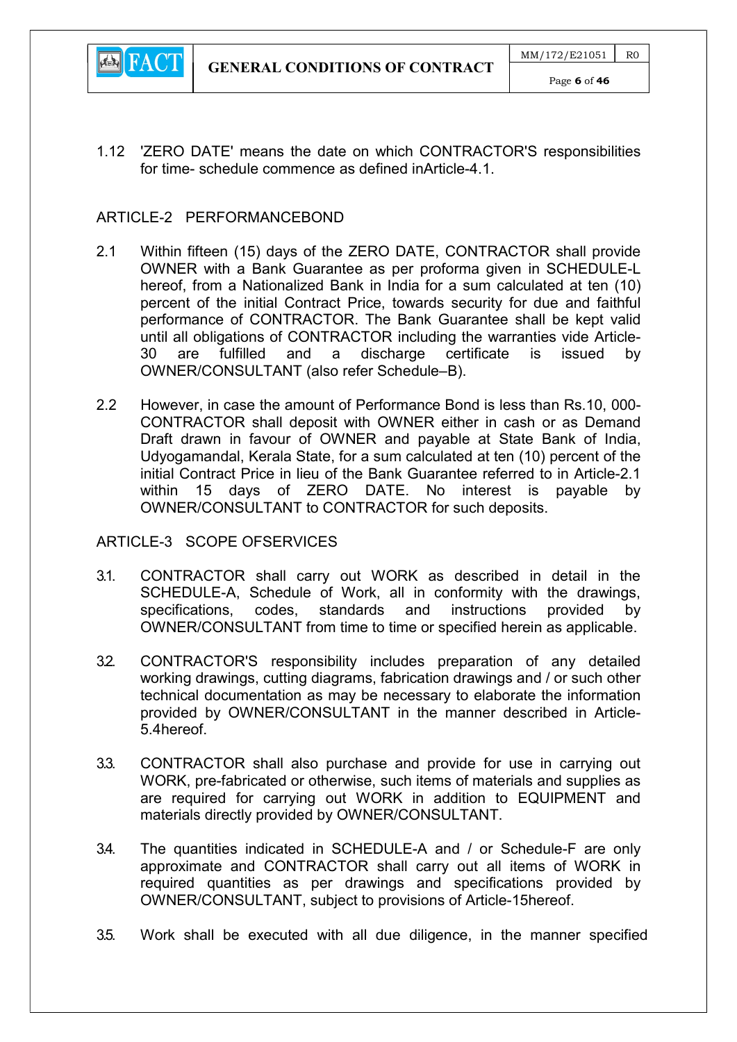1.12 'ZERO DATE' means the date on which CONTRACTOR'S responsibilities for time- schedule commence as defined inArticle-4.1.

## ARTICLE-2 PERFORMANCEBOND

2.1 Within fifteen (15) days of the ZERO DATE, CONTRACTOR shall provide OWNER with a Bank Guarantee as per proforma given in SCHEDULE-L hereof, from a Nationalized Bank in India for a sum calculated at ten (10) percent of the initial Contract Price, towards security for due and faithful performance of CONTRACTOR. The Bank Guarantee shall be kept valid until all obligations of CONTRACTOR including the warranties vide Article-30 are fulfilled and a discharge certificate is issued by OWNER/CONSULTANT (also refer Schedule–B).

2.2 However, in case the amount of Performance Bond is less than Rs.10, 000-CONTRACTOR shall deposit with OWNER either in cash or as Demand Draft drawn in favour of OWNER and payable at State Bank of India, Udyogamandal, Kerala State, for a sum calculated at ten (10) percent of the initial Contract Price in lieu of the Bank Guarantee referred to in Article-2.1 within 15 days of ZERO DATE. No interest is payable by OWNER/CONSULTANT to CONTRACTOR for such deposits.

## ARTICLE-3 SCOPE OFSERVICES

3.1. CONTRACTOR shall carry out WORK as described in detail in the SCHEDULE-A, Schedule of Work, all in conformity with the drawings, specifications, codes, standards and instructions provided by OWNER/CONSULTANT from time to time or specified herein as applicable.

3.2. CONTRACTOR'S responsibility includes preparation of any detailed working drawings, cutting diagrams, fabrication drawings and / or such other technical documentation as may be necessary to elaborate the information provided by OWNER/CONSULTANT in the manner described in Article-5.4hereof.

3.3. CONTRACTOR shall also purchase and provide for use in carrying out WORK, pre-fabricated or otherwise, such items of materials and supplies as are required for carrying out WORK in addition to EQUIPMENT and materials directly provided by OWNER/CONSULTANT.

3.4. The quantities indicated in SCHEDULE-A and / or Schedule-F are only approximate and CONTRACTOR shall carry out all items of WORK in required quantities as per drawings and specifications provided by OWNER/CONSULTANT, subject to provisions of Article-15hereof.

3.5. Work shall be executed with all due diligence, in the manner specified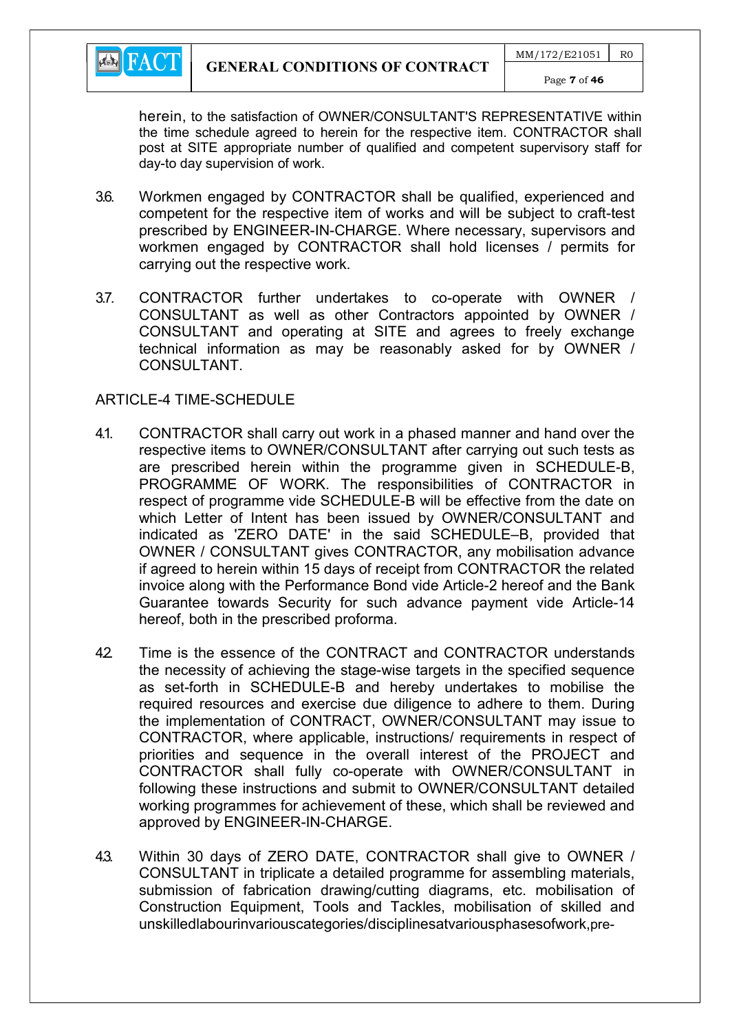herein, to the satisfaction of OWNER/CONSULTANT'S REPRESENTATIVE within the time schedule agreed to herein for the respective item. CONTRACTOR shall post at SITE appropriate number of qualified and competent supervisory staff for day-to day supervision of work.

3.6. Workmen engaged by CONTRACTOR shall be qualified, experienced and competent for the respective item of works and will be subject to craft-test prescribed by ENGINEER-IN-CHARGE. Where necessary, supervisors and workmen engaged by CONTRACTOR shall hold licenses / permits for carrying out the respective work.

3.7. CONTRACTOR further undertakes to co-operate with OWNER / CONSULTANT as well as other Contractors appointed by OWNER / CONSULTANT and operating at SITE and agrees to freely exchange technical information as may be reasonably asked for by OWNER / CONSULTANT.

## ARTICLE-4 TIME-SCHEDULE

4.1. CONTRACTOR shall carry out work in a phased manner and hand over the respective items to OWNER/CONSULTANT after carrying out such tests as are prescribed herein within the programme given in SCHEDULE-B, PROGRAMME OF WORK. The responsibilities of CONTRACTOR in respect of programme vide SCHEDULE-B will be effective from the date on which Letter of Intent has been issued by OWNER/CONSULTANT and indicated as 'ZERO DATE' in the said SCHEDULE–B, provided that OWNER / CONSULTANT gives CONTRACTOR, any mobilisation advance if agreed to herein within 15 days of receipt from CONTRACTOR the related invoice along with the Performance Bond vide Article-2 hereof and the Bank Guarantee towards Security for such advance payment vide Article-14 hereof, both in the prescribed proforma.

4.2 Time is the essence of the CONTRACT and CONTRACTOR understands the necessity of achieving the stage-wise targets in the specified sequence as set-forth in SCHEDULE-B and hereby undertakes to mobilise the required resources and exercise due diligence to adhere to them. During the implementation of CONTRACT, OWNER/CONSULTANT may issue to CONTRACTOR, where applicable, instructions/ requirements in respect of priorities and sequence in the overall interest of the PROJECT and CONTRACTOR shall fully co-operate with OWNER/CONSULTANT in following these instructions and submit to OWNER/CONSULTANT detailed working programmes for achievement of these, which shall be reviewed and approved by ENGINEER-IN-CHARGE.

4.3. Within 30 days of ZERO DATE, CONTRACTOR shall give to OWNER / CONSULTANT in triplicate a detailed programme for assembling materials, submission of fabrication drawing/cutting diagrams, etc. mobilisation of Construction Equipment, Tools and Tackles, mobilisation of skilled and unskilledlabourinvariouscategories/disciplinesatvariousphasesofwork,pre-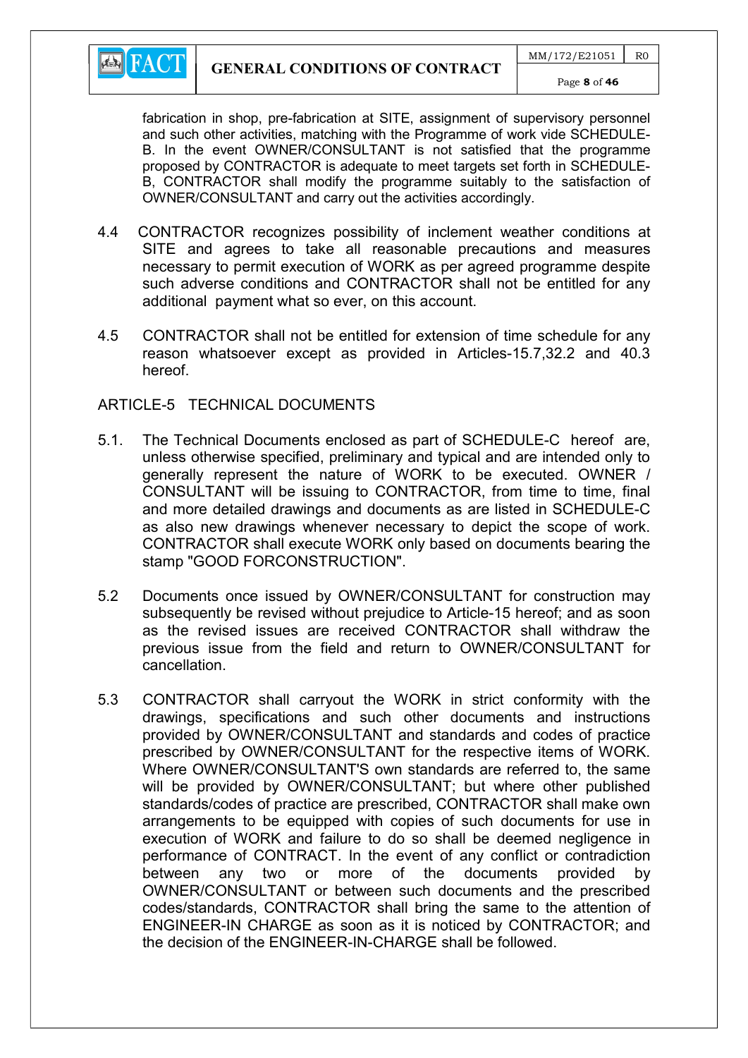fabrication in shop, pre-fabrication at SITE, assignment of supervisory personnel and such other activities, matching with the Programme of work vide SCHEDULE-B. In the event OWNER/CONSULTANT is not satisfied that the programme proposed by CONTRACTOR is adequate to meet targets set forth in SCHEDULE-B, CONTRACTOR shall modify the programme suitably to the satisfaction of OWNER/CONSULTANT and carry out the activities accordingly.

4.4 CONTRACTOR recognizes possibility of inclement weather conditions at SITE and agrees to take all reasonable precautions and measures necessary to permit execution of WORK as per agreed programme despite such adverse conditions and CONTRACTOR shall not be entitled for any additional payment what so ever, on this account.

4.5 CONTRACTOR shall not be entitled for extension of time schedule for any reason whatsoever except as provided in Articles-15.7,32.2 and 40.3 hereof.

## ARTICLE-5 TECHNICAL DOCUMENTS

5.1. The Technical Documents enclosed as part of SCHEDULE-C hereof are, unless otherwise specified, preliminary and typical and are intended only to generally represent the nature of WORK to be executed. OWNER / CONSULTANT will be issuing to CONTRACTOR, from time to time, final and more detailed drawings and documents as are listed in SCHEDULE-C as also new drawings whenever necessary to depict the scope of work. CONTRACTOR shall execute WORK only based on documents bearing the stamp "GOOD FORCONSTRUCTION".

5.2 Documents once issued by OWNER/CONSULTANT for construction may subsequently be revised without prejudice to Article-15 hereof; and as soon as the revised issues are received CONTRACTOR shall withdraw the previous issue from the field and return to OWNER/CONSULTANT for cancellation.

5.3 CONTRACTOR shall carryout the WORK in strict conformity with the drawings, specifications and such other documents and instructions provided by OWNER/CONSULTANT and standards and codes of practice prescribed by OWNER/CONSULTANT for the respective items of WORK. Where OWNER/CONSULTANT'S own standards are referred to, the same will be provided by OWNER/CONSULTANT; but where other published standards/codes of practice are prescribed, CONTRACTOR shall make own arrangements to be equipped with copies of such documents for use in execution of WORK and failure to do so shall be deemed negligence in performance of CONTRACT. In the event of any conflict or contradiction between any two or more of the documents provided by OWNER/CONSULTANT or between such documents and the prescribed codes/standards, CONTRACTOR shall bring the same to the attention of ENGINEER-IN CHARGE as soon as it is noticed by CONTRACTOR; and the decision of the ENGINEER-IN-CHARGE shall be followed.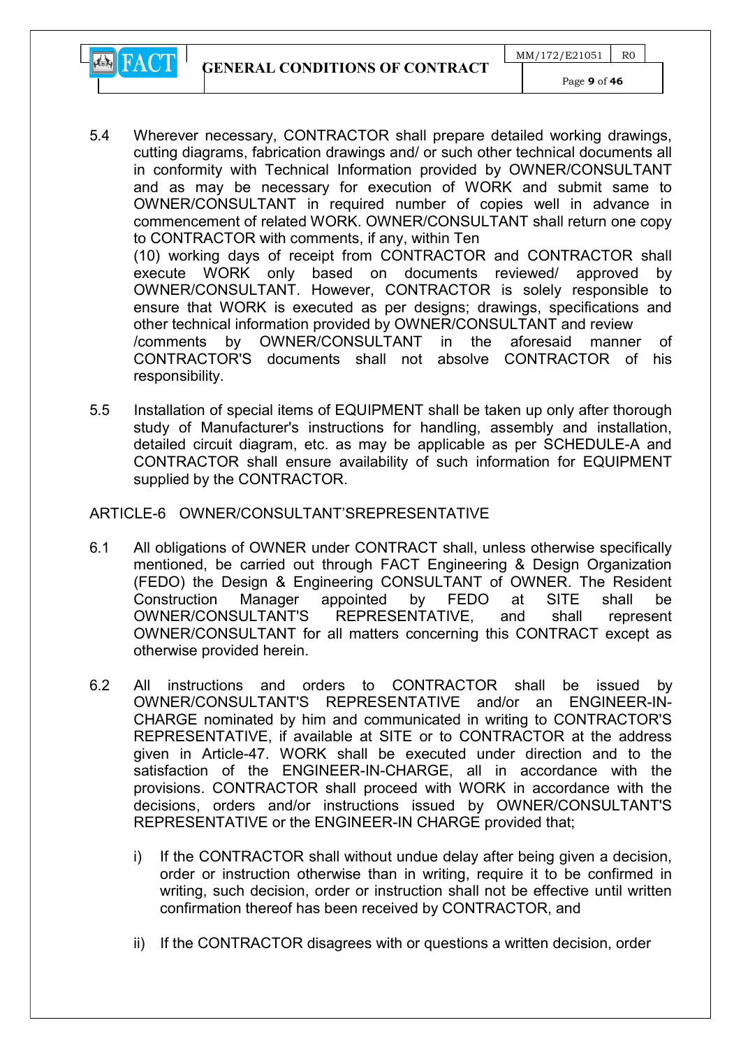5.4 Wherever necessary, CONTRACTOR shall prepare detailed working drawings, cutting diagrams, fabrication drawings and/ or such other technical documents all in conformity with Technical Information provided by OWNER/CONSULTANT and as may be necessary for execution of WORK and submit same to OWNER/CONSULTANT in required number of copies well in advance in commencement of related WORK. OWNER/CONSULTANT shall return one copy to CONTRACTOR with comments, if any, within Ten (10) working days of receipt from CONTRACTOR and CONTRACTOR shall execute WORK only based on documents reviewed/ approved by OWNER/CONSULTANT. However, CONTRACTOR is solely responsible to ensure that WORK is executed as per designs; drawings, specifications and other technical information provided by OWNER/CONSULTANT and review /comments by OWNER/CONSULTANT in the aforesaid manner of CONTRACTOR'S documents shall not absolve CONTRACTOR of his responsibility.

5.5 Installation of special items of EQUIPMENT shall be taken up only after thorough study of Manufacturer's instructions for handling, assembly and installation, detailed circuit diagram, etc. as may be applicable as per SCHEDULE-A and CONTRACTOR shall ensure availability of such information for EQUIPMENT supplied by the CONTRACTOR.

ARTICLE-6 OWNER/CONSULTANT'SREPRESENTATIVE

6.1 All obligations of OWNER under CONTRACT shall, unless otherwise specifically mentioned, be carried out through FACT Engineering & Design Organization (FEDO) the Design & Engineering CONSULTANT of OWNER. The Resident Construction Manager appointed by FEDO at SITE shall be OWNER/CONSULTANT'S REPRESENTATIVE, and shall represent OWNER/CONSULTANT for all matters concerning this CONTRACT except as otherwise provided herein.

6.2 All instructions and orders to CONTRACTOR shall be issued by OWNER/CONSULTANT'S REPRESENTATIVE and/or an ENGINEER-IN-CHARGE nominated by him and communicated in writing to CONTRACTOR'S REPRESENTATIVE, if available at SITE or to CONTRACTOR at the address given in Article-47. WORK shall be executed under direction and to the satisfaction of the ENGINEER-IN-CHARGE, all in accordance with the provisions. CONTRACTOR shall proceed with WORK in accordance with the decisions, orders and/or instructions issued by OWNER/CONSULTANT'S REPRESENTATIVE or the ENGINEER-IN CHARGE provided that;

i) If the CONTRACTOR shall without undue delay after being given a decision, order or instruction otherwise than in writing, require it to be confirmed in writing, such decision, order or instruction shall not be effective until written confirmation thereof has been received by CONTRACTOR, and

ii) If the CONTRACTOR disagrees with or questions a written decision, order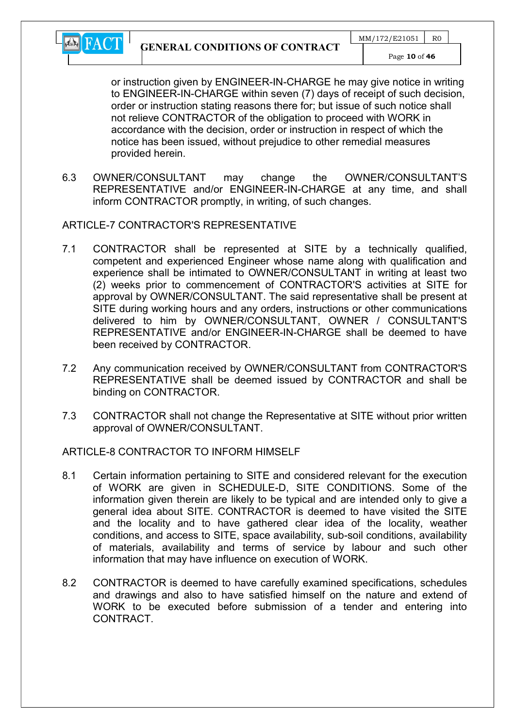or instruction given by ENGINEER-IN-CHARGE he may give notice in writing to ENGINEER-IN-CHARGE within seven (7) days of receipt of such decision, order or instruction stating reasons there for; but issue of such notice shall not relieve CONTRACTOR of the obligation to proceed with WORK in accordance with the decision, order or instruction in respect of which the notice has been issued, without prejudice to other remedial measures provided herein.

6.3 OWNER/CONSULTANT may change the OWNER/CONSULTANT'S REPRESENTATIVE and/or ENGINEER-IN-CHARGE at any time, and shall inform CONTRACTOR promptly, in writing, of such changes.

ARTICLE-7 CONTRACTOR'S REPRESENTATIVE

7.1 CONTRACTOR shall be represented at SITE by a technically qualified, competent and experienced Engineer whose name along with qualification and experience shall be intimated to OWNER/CONSULTANT in writing at least two (2) weeks prior to commencement of CONTRACTOR'S activities at SITE for approval by OWNER/CONSULTANT. The said representative shall be present at SITE during working hours and any orders, instructions or other communications delivered to him by OWNER/CONSULTANT, OWNER / CONSULTANT'S REPRESENTATIVE and/or ENGINEER-IN-CHARGE shall be deemed to have been received by CONTRACTOR.

7.2 Any communication received by OWNER/CONSULTANT from CONTRACTOR'S REPRESENTATIVE shall be deemed issued by CONTRACTOR and shall be binding on CONTRACTOR.

7.3 CONTRACTOR shall not change the Representative at SITE without prior written approval of OWNER/CONSULTANT.

ARTICLE-8 CONTRACTOR TO INFORM HIMSELF

8.1 Certain information pertaining to SITE and considered relevant for the execution of WORK are given in SCHEDULE-D, SITE CONDITIONS. Some of the information given therein are likely to be typical and are intended only to give a general idea about SITE. CONTRACTOR is deemed to have visited the SITE and the locality and to have gathered clear idea of the locality, weather conditions, and access to SITE, space availability, sub-soil conditions, availability of materials, availability and terms of service by labour and such other information that may have influence on execution of WORK.

8.2 CONTRACTOR is deemed to have carefully examined specifications, schedules and drawings and also to have satisfied himself on the nature and extend of WORK to be executed before submission of a tender and entering into CONTRACT.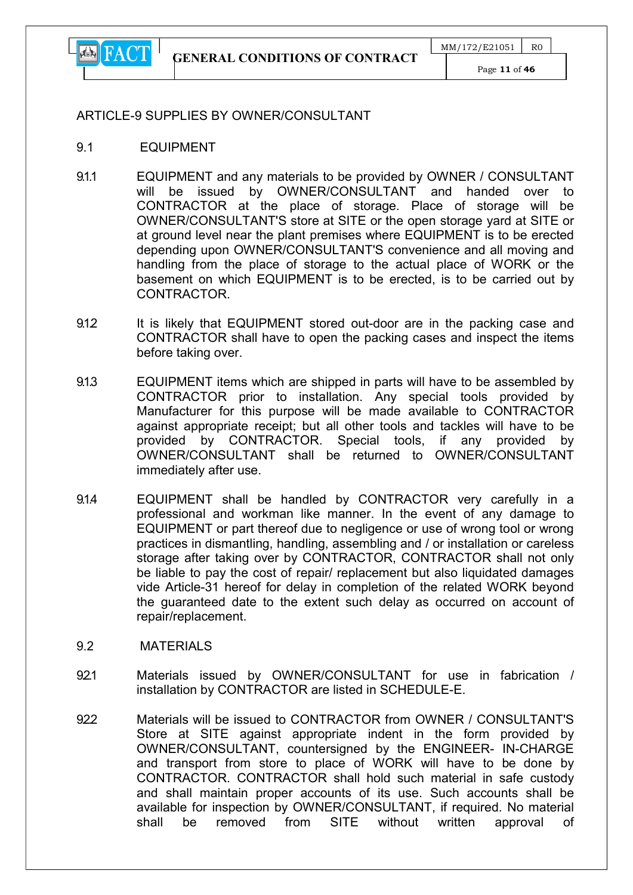## ARTICLE-9 SUPPLIES BY OWNER/CONSULTANT

### 9.1 EQUIPMENT

9.1.1 EQUIPMENT and any materials to be provided by OWNER / CONSULTANT will be issued by OWNER/CONSULTANT and handed over to CONTRACTOR at the place of storage. Place of storage will be OWNER/CONSULTANT'S store at SITE or the open storage yard at SITE or at ground level near the plant premises where EQUIPMENT is to be erected depending upon OWNER/CONSULTANT'S convenience and all moving and handling from the place of storage to the actual place of WORK or the basement on which EQUIPMENT is to be erected, is to be carried out by CONTRACTOR.

9.1.2 It is likely that EQUIPMENT stored out-door are in the packing case and CONTRACTOR shall have to open the packing cases and inspect the items before taking over.

9.1.3 EQUIPMENT items which are shipped in parts will have to be assembled by CONTRACTOR prior to installation. Any special tools provided by Manufacturer for this purpose will be made available to CONTRACTOR against appropriate receipt; but all other tools and tackles will have to be provided by CONTRACTOR. Special tools, if any provided by OWNER/CONSULTANT shall be returned to OWNER/CONSULTANT immediately after use.

9.1.4 EQUIPMENT shall be handled by CONTRACTOR very carefully in a professional and workman like manner. In the event of any damage to EQUIPMENT or part thereof due to negligence or use of wrong tool or wrong practices in dismantling, handling, assembling and / or installation or careless storage after taking over by CONTRACTOR, CONTRACTOR shall not only be liable to pay the cost of repair/ replacement but also liquidated damages vide Article-31 hereof for delay in completion of the related WORK beyond the guaranteed date to the extent such delay as occurred on account of repair/replacement.

### 9.2 MATERIALS

9.2.1 Materials issued by OWNER/CONSULTANT for use in fabrication / installation by CONTRACTOR are listed in SCHEDULE-E.

9.2.2 Materials will be issued to CONTRACTOR from OWNER / CONSULTANT'S Store at SITE against appropriate indent in the form provided by OWNER/CONSULTANT, countersigned by the ENGINEER- IN-CHARGE and transport from store to place of WORK will have to be done by CONTRACTOR. CONTRACTOR shall hold such material in safe custody and shall maintain proper accounts of its use. Such accounts shall be available for inspection by OWNER/CONSULTANT, if required. No material shall be removed from SITE without written approval of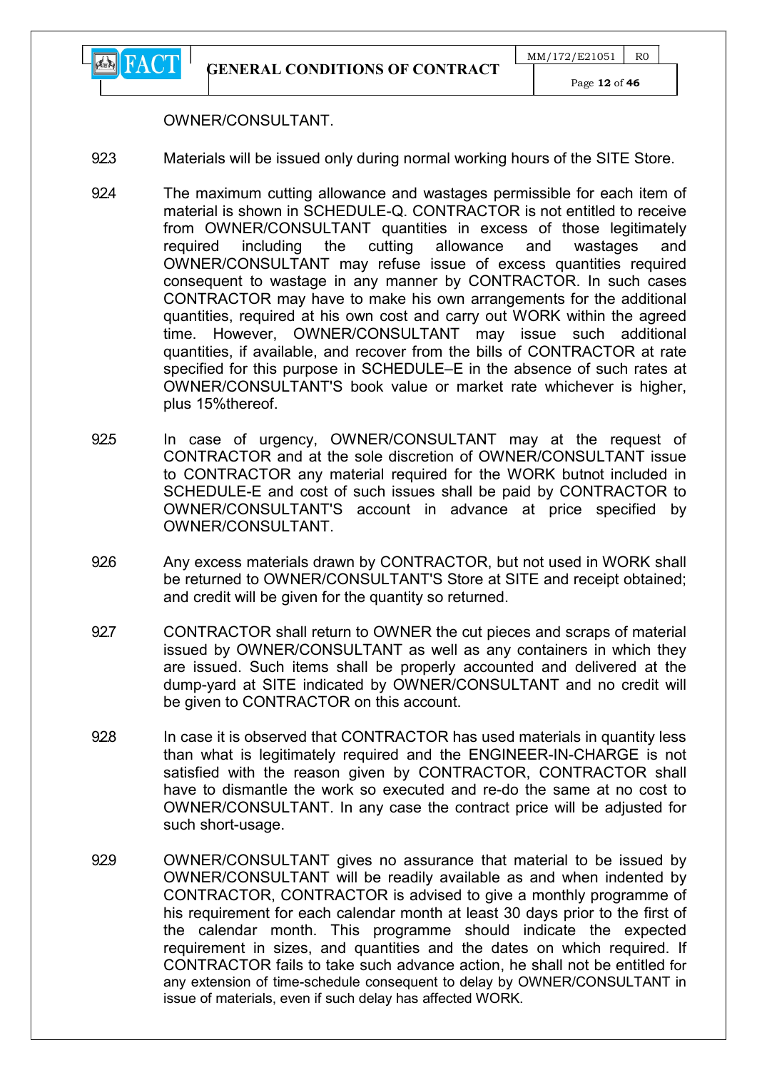OWNER/CONSULTANT.

9.2.3 Materials will be issued only during normal working hours of the SITE Store.

9.2.4 The maximum cutting allowance and wastages permissible for each item of material is shown in SCHEDULE-Q. CONTRACTOR is not entitled to receive from OWNER/CONSULTANT quantities in excess of those legitimately required including the cutting allowance and wastages and OWNER/CONSULTANT may refuse issue of excess quantities required consequent to wastage in any manner by CONTRACTOR. In such cases CONTRACTOR may have to make his own arrangements for the additional quantities, required at his own cost and carry out WORK within the agreed time. However, OWNER/CONSULTANT may issue such additional quantities, if available, and recover from the bills of CONTRACTOR at rate specified for this purpose in SCHEDULE–E in the absence of such rates at OWNER/CONSULTANT'S book value or market rate whichever is higher, plus 15%thereof.

9.2.5 In case of urgency, OWNER/CONSULTANT may at the request of CONTRACTOR and at the sole discretion of OWNER/CONSULTANT issue to CONTRACTOR any material required for the WORK butnot included in SCHEDULE-E and cost of such issues shall be paid by CONTRACTOR to OWNER/CONSULTANT'S account in advance at price specified by OWNER/CONSULTANT.

9.2.6 Any excess materials drawn by CONTRACTOR, but not used in WORK shall be returned to OWNER/CONSULTANT'S Store at SITE and receipt obtained; and credit will be given for the quantity so returned.

9.2.7 CONTRACTOR shall return to OWNER the cut pieces and scraps of material issued by OWNER/CONSULTANT as well as any containers in which they are issued. Such items shall be properly accounted and delivered at the dump-yard at SITE indicated by OWNER/CONSULTANT and no credit will be given to CONTRACTOR on this account.

9.2.8 In case it is observed that CONTRACTOR has used materials in quantity less than what is legitimately required and the ENGINEER-IN-CHARGE is not satisfied with the reason given by CONTRACTOR, CONTRACTOR shall have to dismantle the work so executed and re-do the same at no cost to OWNER/CONSULTANT. In any case the contract price will be adjusted for such short-usage.

9.2.9 OWNER/CONSULTANT gives no assurance that material to be issued by OWNER/CONSULTANT will be readily available as and when indented by CONTRACTOR, CONTRACTOR is advised to give a monthly programme of his requirement for each calendar month at least 30 days prior to the first of the calendar month. This programme should indicate the expected requirement in sizes, and quantities and the dates on which required. If CONTRACTOR fails to take such advance action, he shall not be entitled for any extension of time-schedule consequent to delay by OWNER/CONSULTANT in issue of materials, even if such delay has affected WORK.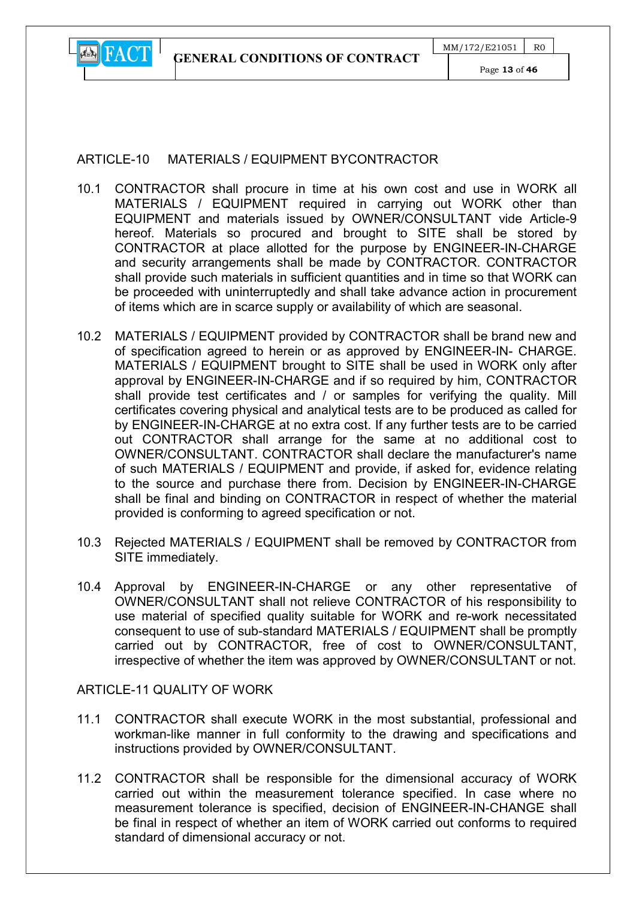## ARTICLE-10 MATERIALS / EQUIPMENT BYCONTRACTOR

10.1 CONTRACTOR shall procure in time at his own cost and use in WORK all MATERIALS / EQUIPMENT required in carrying out WORK other than EQUIPMENT and materials issued by OWNER/CONSULTANT vide Article-9 hereof. Materials so procured and brought to SITE shall be stored by CONTRACTOR at place allotted for the purpose by ENGINEER-IN-CHARGE and security arrangements shall be made by CONTRACTOR. CONTRACTOR shall provide such materials in sufficient quantities and in time so that WORK can be proceeded with uninterruptedly and shall take advance action in procurement of items which are in scarce supply or availability of which are seasonal.

10.2 MATERIALS / EQUIPMENT provided by CONTRACTOR shall be brand new and of specification agreed to herein or as approved by ENGINEER-IN- CHARGE. MATERIALS / EQUIPMENT brought to SITE shall be used in WORK only after approval by ENGINEER-IN-CHARGE and if so required by him, CONTRACTOR shall provide test certificates and / or samples for verifying the quality. Mill certificates covering physical and analytical tests are to be produced as called for by ENGINEER-IN-CHARGE at no extra cost. If any further tests are to be carried out CONTRACTOR shall arrange for the same at no additional cost to OWNER/CONSULTANT. CONTRACTOR shall declare the manufacturer's name of such MATERIALS / EQUIPMENT and provide, if asked for, evidence relating to the source and purchase there from. Decision by ENGINEER-IN-CHARGE shall be final and binding on CONTRACTOR in respect of whether the material provided is conforming to agreed specification or not.

10.3 Rejected MATERIALS / EQUIPMENT shall be removed by CONTRACTOR from SITE immediately.

10.4 Approval by ENGINEER-IN-CHARGE or any other representative of OWNER/CONSULTANT shall not relieve CONTRACTOR of his responsibility to use material of specified quality suitable for WORK and re-work necessitated consequent to use of sub-standard MATERIALS / EQUIPMENT shall be promptly carried out by CONTRACTOR, free of cost to OWNER/CONSULTANT, irrespective of whether the item was approved by OWNER/CONSULTANT or not.

## ARTICLE-11 QUALITY OF WORK

11.1 CONTRACTOR shall execute WORK in the most substantial, professional and workman-like manner in full conformity to the drawing and specifications and instructions provided by OWNER/CONSULTANT.

11.2 CONTRACTOR shall be responsible for the dimensional accuracy of WORK carried out within the measurement tolerance specified. In case where no measurement tolerance is specified, decision of ENGINEER-IN-CHANGE shall be final in respect of whether an item of WORK carried out conforms to required standard of dimensional accuracy or not.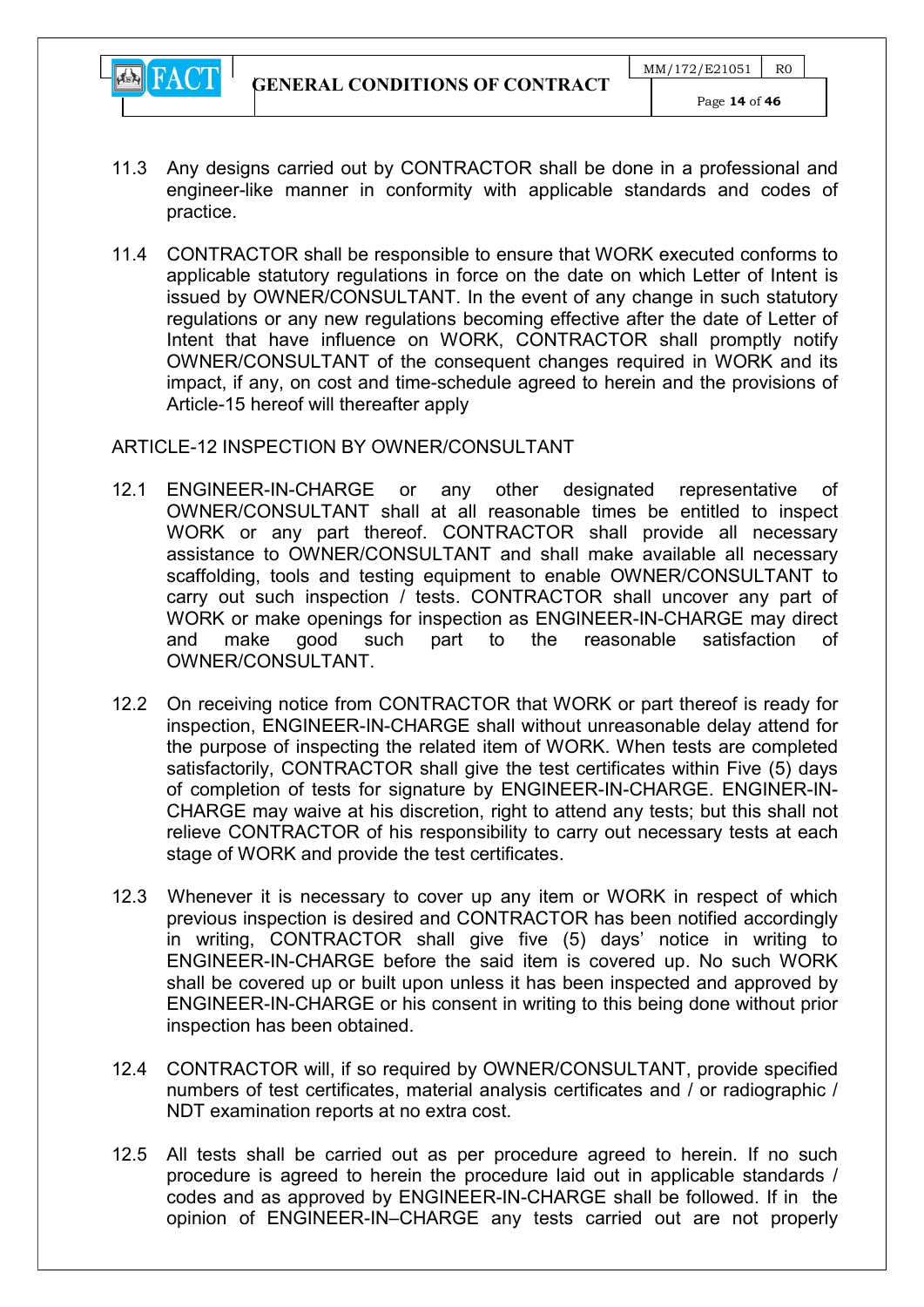11.3 Any designs carried out by CONTRACTOR shall be done in a professional and engineer-like manner in conformity with applicable standards and codes of practice.

11.4 CONTRACTOR shall be responsible to ensure that WORK executed conforms to applicable statutory regulations in force on the date on which Letter of Intent is issued by OWNER/CONSULTANT. In the event of any change in such statutory regulations or any new regulations becoming effective after the date of Letter of Intent that have influence on WORK, CONTRACTOR shall promptly notify OWNER/CONSULTANT of the consequent changes required in WORK and its impact, if any, on cost and time-schedule agreed to herein and the provisions of Article-15 hereof will thereafter apply

ARTICLE-12 INSPECTION BY OWNER/CONSULTANT

12.1 ENGINEER-IN-CHARGE or any other designated representative of OWNER/CONSULTANT shall at all reasonable times be entitled to inspect WORK or any part thereof. CONTRACTOR shall provide all necessary assistance to OWNER/CONSULTANT and shall make available all necessary scaffolding, tools and testing equipment to enable OWNER/CONSULTANT to carry out such inspection / tests. CONTRACTOR shall uncover any part of WORK or make openings for inspection as ENGINEER-IN-CHARGE may direct and make good such part to the reasonable satisfaction of OWNER/CONSULTANT.

12.2 On receiving notice from CONTRACTOR that WORK or part thereof is ready for inspection, ENGINEER-IN-CHARGE shall without unreasonable delay attend for the purpose of inspecting the related item of WORK. When tests are completed satisfactorily, CONTRACTOR shall give the test certificates within Five (5) days of completion of tests for signature by ENGINEER-IN-CHARGE. ENGINER-IN-CHARGE may waive at his discretion, right to attend any tests; but this shall not relieve CONTRACTOR of his responsibility to carry out necessary tests at each stage of WORK and provide the test certificates.

12.3 Whenever it is necessary to cover up any item or WORK in respect of which previous inspection is desired and CONTRACTOR has been notified accordingly in writing, CONTRACTOR shall give five (5) days' notice in writing to ENGINEER-IN-CHARGE before the said item is covered up. No such WORK shall be covered up or built upon unless it has been inspected and approved by ENGINEER-IN-CHARGE or his consent in writing to this being done without prior inspection has been obtained.

12.4 CONTRACTOR will, if so required by OWNER/CONSULTANT, provide specified numbers of test certificates, material analysis certificates and / or radiographic / NDT examination reports at no extra cost.

12.5 All tests shall be carried out as per procedure agreed to herein. If no such procedure is agreed to herein the procedure laid out in applicable standards / codes and as approved by ENGINEER-IN-CHARGE shall be followed. If in the opinion of ENGINEER-IN–CHARGE any tests carried out are not properly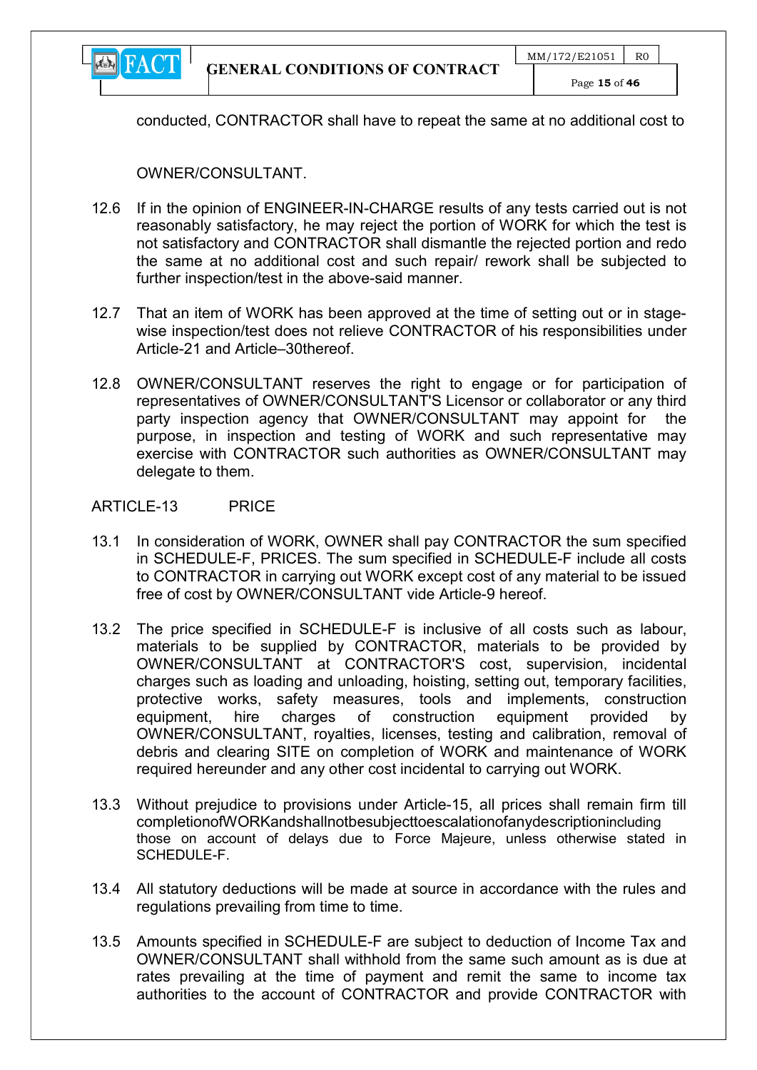conducted, CONTRACTOR shall have to repeat the same at no additional cost to

OWNER/CONSULTANT.

12.6 If in the opinion of ENGINEER-IN-CHARGE results of any tests carried out is not reasonably satisfactory, he may reject the portion of WORK for which the test is not satisfactory and CONTRACTOR shall dismantle the rejected portion and redo the same at no additional cost and such repair/ rework shall be subjected to further inspection/test in the above-said manner.

12.7 That an item of WORK has been approved at the time of setting out or in stage-wise inspection/test does not relieve CONTRACTOR of his responsibilities under Article-21 and Article–30thereof.

12.8 OWNER/CONSULTANT reserves the right to engage or for participation of representatives of OWNER/CONSULTANT'S Licensor or collaborator or any third party inspection agency that OWNER/CONSULTANT may appoint for the purpose, in inspection and testing of WORK and such representative may exercise with CONTRACTOR such authorities as OWNER/CONSULTANT may delegate to them.

ARTICLE-13 PRICE

13.1 In consideration of WORK, OWNER shall pay CONTRACTOR the sum specified in SCHEDULE-F, PRICES. The sum specified in SCHEDULE-F include all costs to CONTRACTOR in carrying out WORK except cost of any material to be issued free of cost by OWNER/CONSULTANT vide Article-9 hereof.

13.2 The price specified in SCHEDULE-F is inclusive of all costs such as labour, materials to be supplied by CONTRACTOR, materials to be provided by OWNER/CONSULTANT at CONTRACTOR'S cost, supervision, incidental charges such as loading and unloading, hoisting, setting out, temporary facilities, protective works, safety measures, tools and implements, construction equipment, hire charges of construction equipment provided by OWNER/CONSULTANT, royalties, licenses, testing and calibration, removal of debris and clearing SITE on completion of WORK and maintenance of WORK required hereunder and any other cost incidental to carrying out WORK.

13.3 Without prejudice to provisions under Article-15, all prices shall remain firm till completionofWORKandshallnotbesubjecttoescalationofanydescriptionincluding those on account of delays due to Force Majeure, unless otherwise stated in SCHEDULE-F.

13.4 All statutory deductions will be made at source in accordance with the rules and regulations prevailing from time to time.

13.5 Amounts specified in SCHEDULE-F are subject to deduction of Income Tax and OWNER/CONSULTANT shall withhold from the same such amount as is due at rates prevailing at the time of payment and remit the same to income tax authorities to the account of CONTRACTOR and provide CONTRACTOR with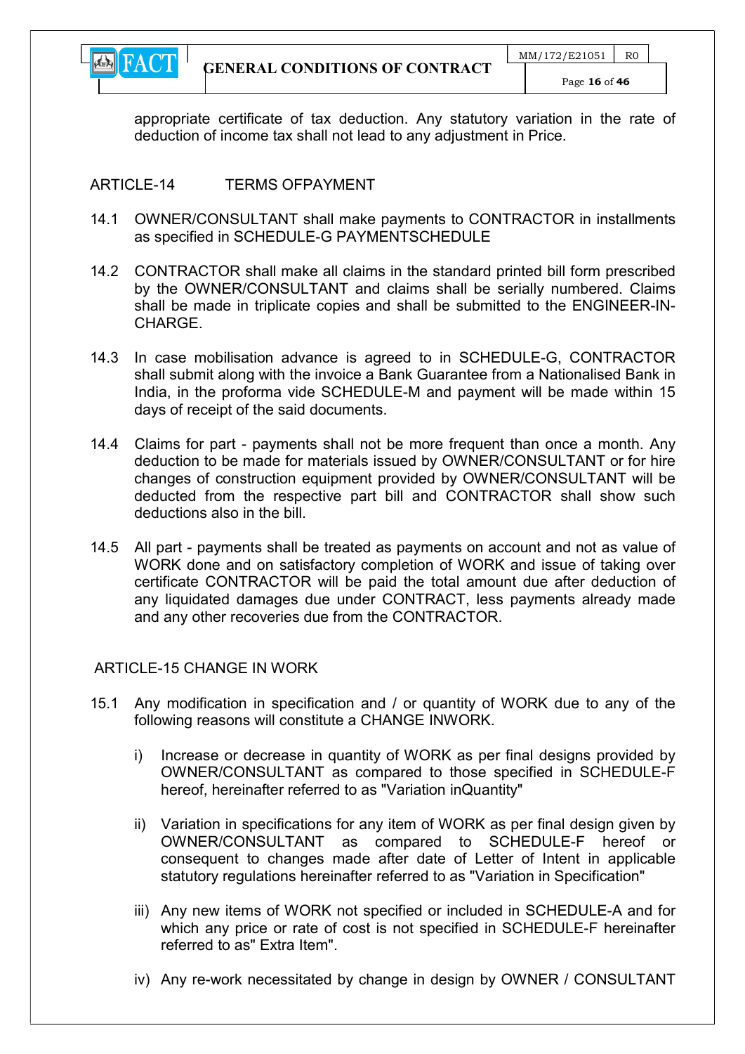appropriate certificate of tax deduction. Any statutory variation in the rate of deduction of income tax shall not lead to any adjustment in Price.

## ARTICLE-14 TERMS OFPAYMENT

14.1 OWNER/CONSULTANT shall make payments to CONTRACTOR in installments as specified in SCHEDULE-G PAYMENTSCHEDULE

14.2 CONTRACTOR shall make all claims in the standard printed bill form prescribed by the OWNER/CONSULTANT and claims shall be serially numbered. Claims shall be made in triplicate copies and shall be submitted to the ENGINEER-IN-CHARGE.

14.3 In case mobilisation advance is agreed to in SCHEDULE-G, CONTRACTOR shall submit along with the invoice a Bank Guarantee from a Nationalised Bank in India, in the proforma vide SCHEDULE-M and payment will be made within 15 days of receipt of the said documents.

14.4 Claims for part - payments shall not be more frequent than once a month. Any deduction to be made for materials issued by OWNER/CONSULTANT or for hire changes of construction equipment provided by OWNER/CONSULTANT will be deducted from the respective part bill and CONTRACTOR shall show such deductions also in the bill.

14.5 All part - payments shall be treated as payments on account and not as value of WORK done and on satisfactory completion of WORK and issue of taking over certificate CONTRACTOR will be paid the total amount due after deduction of any liquidated damages due under CONTRACT, less payments already made and any other recoveries due from the CONTRACTOR.

## ARTICLE-15 CHANGE IN WORK

15.1 Any modification in specification and / or quantity of WORK due to any of the following reasons will constitute a CHANGE INWORK.

i) Increase or decrease in quantity of WORK as per final designs provided by OWNER/CONSULTANT as compared to those specified in SCHEDULE-F hereof, hereinafter referred to as "Variation inQuantity"

ii) Variation in specifications for any item of WORK as per final design given by OWNER/CONSULTANT as compared to SCHEDULE-F hereof or consequent to changes made after date of Letter of Intent in applicable statutory regulations hereinafter referred to as "Variation in Specification"

iii) Any new items of WORK not specified or included in SCHEDULE-A and for which any price or rate of cost is not specified in SCHEDULE-F hereinafter referred to as" Extra Item".

iv) Any re-work necessitated by change in design by OWNER / CONSULTANT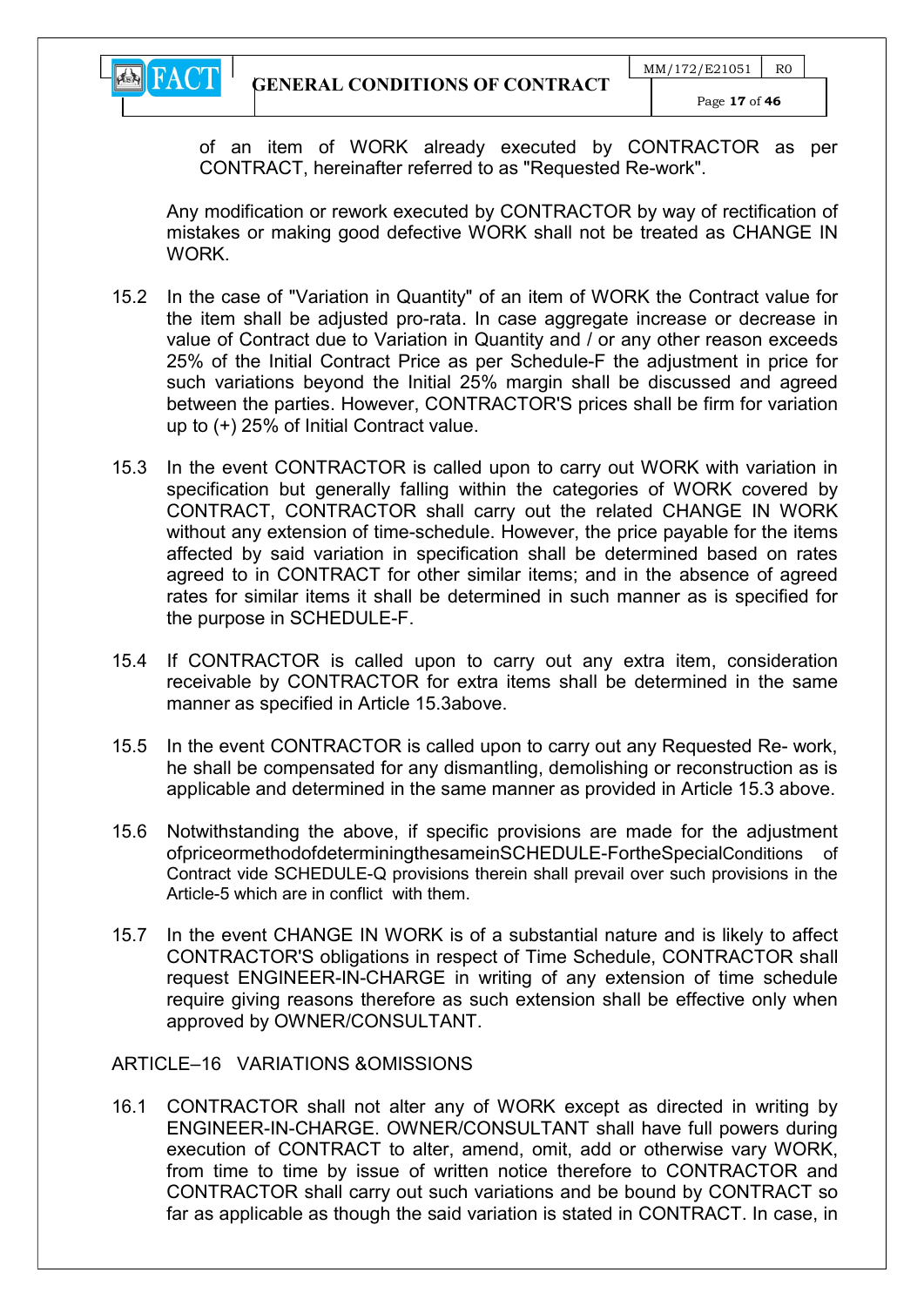of an item of WORK already executed by CONTRACTOR as per CONTRACT, hereinafter referred to as "Requested Re-work".

Any modification or rework executed by CONTRACTOR by way of rectification of mistakes or making good defective WORK shall not be treated as CHANGE IN WORK.

15.2 In the case of "Variation in Quantity" of an item of WORK the Contract value for the item shall be adjusted pro-rata. In case aggregate increase or decrease in value of Contract due to Variation in Quantity and / or any other reason exceeds 25% of the Initial Contract Price as per Schedule-F the adjustment in price for such variations beyond the Initial 25% margin shall be discussed and agreed between the parties. However, CONTRACTOR'S prices shall be firm for variation up to (+) 25% of Initial Contract value.

15.3 In the event CONTRACTOR is called upon to carry out WORK with variation in specification but generally falling within the categories of WORK covered by CONTRACT, CONTRACTOR shall carry out the related CHANGE IN WORK without any extension of time-schedule. However, the price payable for the items affected by said variation in specification shall be determined based on rates agreed to in CONTRACT for other similar items; and in the absence of agreed rates for similar items it shall be determined in such manner as is specified for the purpose in SCHEDULE-F.

15.4 If CONTRACTOR is called upon to carry out any extra item, consideration receivable by CONTRACTOR for extra items shall be determined in the same manner as specified in Article 15.3above.

15.5 In the event CONTRACTOR is called upon to carry out any Requested Re- work, he shall be compensated for any dismantling, demolishing or reconstruction as is applicable and determined in the same manner as provided in Article 15.3 above.

15.6 Notwithstanding the above, if specific provisions are made for the adjustment ofpriceormethodofdeterminingthesameinSCHEDULE-FortheSpecialConditions of Contract vide SCHEDULE-Q provisions therein shall prevail over such provisions in the Article-5 which are in conflict with them.

15.7 In the event CHANGE IN WORK is of a substantial nature and is likely to affect CONTRACTOR'S obligations in respect of Time Schedule, CONTRACTOR shall request ENGINEER-IN-CHARGE in writing of any extension of time schedule require giving reasons therefore as such extension shall be effective only when approved by OWNER/CONSULTANT.

## ARTICLE–16 VARIATIONS &OMISSIONS

16.1 CONTRACTOR shall not alter any of WORK except as directed in writing by ENGINEER-IN-CHARGE. OWNER/CONSULTANT shall have full powers during execution of CONTRACT to alter, amend, omit, add or otherwise vary WORK, from time to time by issue of written notice therefore to CONTRACTOR and CONTRACTOR shall carry out such variations and be bound by CONTRACT so far as applicable as though the said variation is stated in CONTRACT. In case, in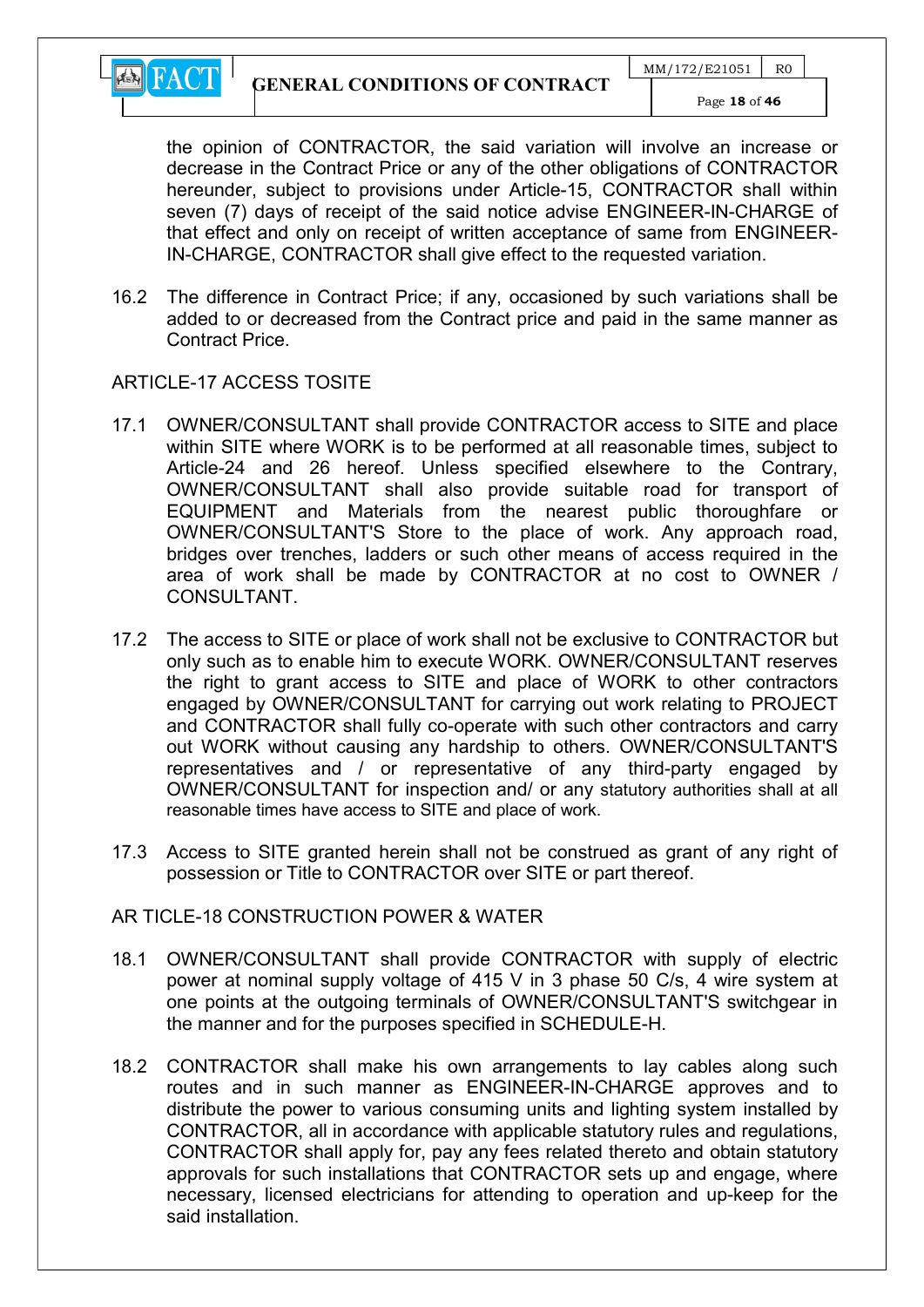the opinion of CONTRACTOR, the said variation will involve an increase or decrease in the Contract Price or any of the other obligations of CONTRACTOR hereunder, subject to provisions under Article-15, CONTRACTOR shall within seven (7) days of receipt of the said notice advise ENGINEER-IN-CHARGE of that effect and only on receipt of written acceptance of same from ENGINEER-IN-CHARGE, CONTRACTOR shall give effect to the requested variation.

16.2 The difference in Contract Price; if any, occasioned by such variations shall be added to or decreased from the Contract price and paid in the same manner as Contract Price.

ARTICLE-17 ACCESS TOSITE

17.1 OWNER/CONSULTANT shall provide CONTRACTOR access to SITE and place within SITE where WORK is to be performed at all reasonable times, subject to Article-24 and 26 hereof. Unless specified elsewhere to the Contrary, OWNER/CONSULTANT shall also provide suitable road for transport of EQUIPMENT and Materials from the nearest public thoroughfare or OWNER/CONSULTANT'S Store to the place of work. Any approach road, bridges over trenches, ladders or such other means of access required in the area of work shall be made by CONTRACTOR at no cost to OWNER / CONSULTANT.

17.2 The access to SITE or place of work shall not be exclusive to CONTRACTOR but only such as to enable him to execute WORK. OWNER/CONSULTANT reserves the right to grant access to SITE and place of WORK to other contractors engaged by OWNER/CONSULTANT for carrying out work relating to PROJECT and CONTRACTOR shall fully co-operate with such other contractors and carry out WORK without causing any hardship to others. OWNER/CONSULTANT'S representatives and / or representative of any third-party engaged by OWNER/CONSULTANT for inspection and/ or any statutory authorities shall at all reasonable times have access to SITE and place of work.

17.3 Access to SITE granted herein shall not be construed as grant of any right of possession or Title to CONTRACTOR over SITE or part thereof.

AR TICLE-18 CONSTRUCTION POWER & WATER

18.1 OWNER/CONSULTANT shall provide CONTRACTOR with supply of electric power at nominal supply voltage of 415 V in 3 phase 50 C/s, 4 wire system at one points at the outgoing terminals of OWNER/CONSULTANT'S switchgear in the manner and for the purposes specified in SCHEDULE-H.

18.2 CONTRACTOR shall make his own arrangements to lay cables along such routes and in such manner as ENGINEER-IN-CHARGE approves and to distribute the power to various consuming units and lighting system installed by CONTRACTOR, all in accordance with applicable statutory rules and regulations, CONTRACTOR shall apply for, pay any fees related thereto and obtain statutory approvals for such installations that CONTRACTOR sets up and engage, where necessary, licensed electricians for attending to operation and up-keep for the said installation.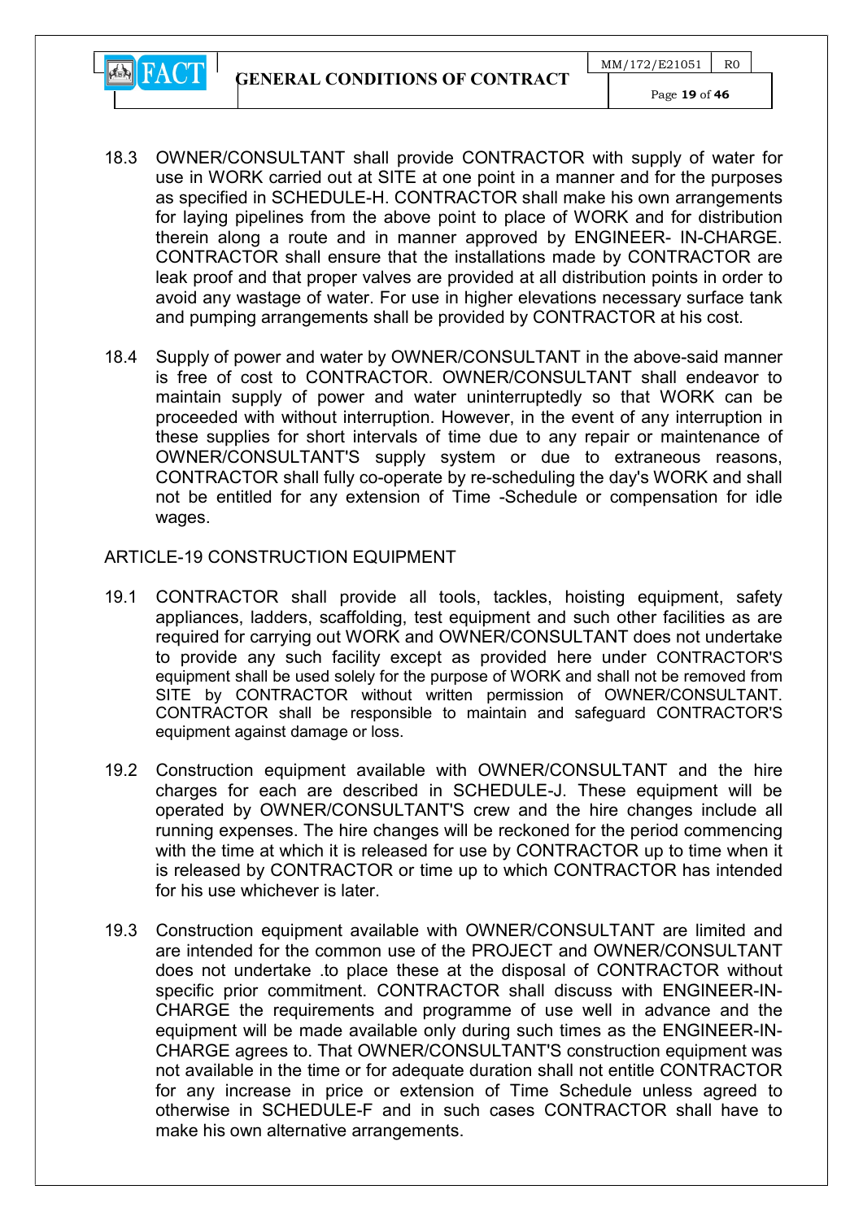18.3 OWNER/CONSULTANT shall provide CONTRACTOR with supply of water for use in WORK carried out at SITE at one point in a manner and for the purposes as specified in SCHEDULE-H. CONTRACTOR shall make his own arrangements for laying pipelines from the above point to place of WORK and for distribution therein along a route and in manner approved by ENGINEER- IN-CHARGE. CONTRACTOR shall ensure that the installations made by CONTRACTOR are leak proof and that proper valves are provided at all distribution points in order to avoid any wastage of water. For use in higher elevations necessary surface tank and pumping arrangements shall be provided by CONTRACTOR at his cost.

18.4 Supply of power and water by OWNER/CONSULTANT in the above-said manner is free of cost to CONTRACTOR. OWNER/CONSULTANT shall endeavor to maintain supply of power and water uninterruptedly so that WORK can be proceeded with without interruption. However, in the event of any interruption in these supplies for short intervals of time due to any repair or maintenance of OWNER/CONSULTANT'S supply system or due to extraneous reasons, CONTRACTOR shall fully co-operate by re-scheduling the day's WORK and shall not be entitled for any extension of Time -Schedule or compensation for idle wages.

## ARTICLE-19 CONSTRUCTION EQUIPMENT

19.1 CONTRACTOR shall provide all tools, tackles, hoisting equipment, safety appliances, ladders, scaffolding, test equipment and such other facilities as are required for carrying out WORK and OWNER/CONSULTANT does not undertake to provide any such facility except as provided here under CONTRACTOR'S equipment shall be used solely for the purpose of WORK and shall not be removed from SITE by CONTRACTOR without written permission of OWNER/CONSULTANT. CONTRACTOR shall be responsible to maintain and safeguard CONTRACTOR'S equipment against damage or loss.

19.2 Construction equipment available with OWNER/CONSULTANT and the hire charges for each are described in SCHEDULE-J. These equipment will be operated by OWNER/CONSULTANT'S crew and the hire changes include all running expenses. The hire changes will be reckoned for the period commencing with the time at which it is released for use by CONTRACTOR up to time when it is released by CONTRACTOR or time up to which CONTRACTOR has intended for his use whichever is later.

19.3 Construction equipment available with OWNER/CONSULTANT are limited and are intended for the common use of the PROJECT and OWNER/CONSULTANT does not undertake .to place these at the disposal of CONTRACTOR without specific prior commitment. CONTRACTOR shall discuss with ENGINEER-IN-CHARGE the requirements and programme of use well in advance and the equipment will be made available only during such times as the ENGINEER-IN-CHARGE agrees to. That OWNER/CONSULTANT'S construction equipment was not available in the time or for adequate duration shall not entitle CONTRACTOR for any increase in price or extension of Time Schedule unless agreed to otherwise in SCHEDULE-F and in such cases CONTRACTOR shall have to make his own alternative arrangements.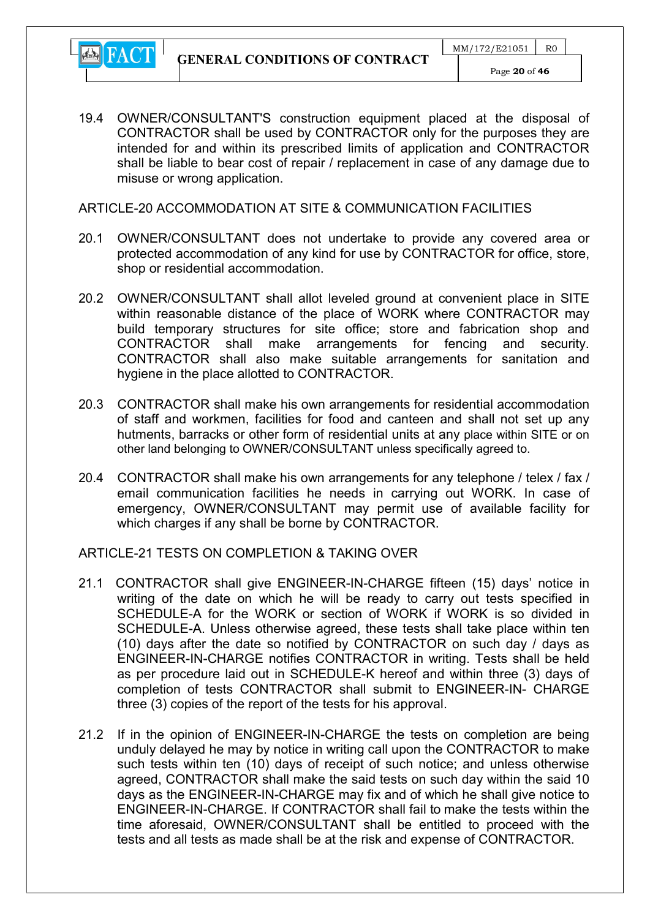19.4 OWNER/CONSULTANT'S construction equipment placed at the disposal of CONTRACTOR shall be used by CONTRACTOR only for the purposes they are intended for and within its prescribed limits of application and CONTRACTOR shall be liable to bear cost of repair / replacement in case of any damage due to misuse or wrong application.

## ARTICLE-20 ACCOMMODATION AT SITE & COMMUNICATION FACILITIES

20.1 OWNER/CONSULTANT does not undertake to provide any covered area or protected accommodation of any kind for use by CONTRACTOR for office, store, shop or residential accommodation.

20.2 OWNER/CONSULTANT shall allot leveled ground at convenient place in SITE within reasonable distance of the place of WORK where CONTRACTOR may build temporary structures for site office; store and fabrication shop and CONTRACTOR shall make arrangements for fencing and security. CONTRACTOR shall also make suitable arrangements for sanitation and hygiene in the place allotted to CONTRACTOR.

20.3 CONTRACTOR shall make his own arrangements for residential accommodation of staff and workmen, facilities for food and canteen and shall not set up any hutments, barracks or other form of residential units at any place within SITE or on other land belonging to OWNER/CONSULTANT unless specifically agreed to.

20.4 CONTRACTOR shall make his own arrangements for any telephone / telex / fax / email communication facilities he needs in carrying out WORK. In case of emergency, OWNER/CONSULTANT may permit use of available facility for which charges if any shall be borne by CONTRACTOR.

## ARTICLE-21 TESTS ON COMPLETION & TAKING OVER

21.1 CONTRACTOR shall give ENGINEER-IN-CHARGE fifteen (15) days' notice in writing of the date on which he will be ready to carry out tests specified in SCHEDULE-A for the WORK or section of WORK if WORK is so divided in SCHEDULE-A. Unless otherwise agreed, these tests shall take place within ten (10) days after the date so notified by CONTRACTOR on such day / days as ENGINEER-IN-CHARGE notifies CONTRACTOR in writing. Tests shall be held as per procedure laid out in SCHEDULE-K hereof and within three (3) days of completion of tests CONTRACTOR shall submit to ENGINEER-IN- CHARGE three (3) copies of the report of the tests for his approval.

21.2 If in the opinion of ENGINEER-IN-CHARGE the tests on completion are being unduly delayed he may by notice in writing call upon the CONTRACTOR to make such tests within ten (10) days of receipt of such notice; and unless otherwise agreed, CONTRACTOR shall make the said tests on such day within the said 10 days as the ENGINEER-IN-CHARGE may fix and of which he shall give notice to ENGINEER-IN-CHARGE. If CONTRACTOR shall fail to make the tests within the time aforesaid, OWNER/CONSULTANT shall be entitled to proceed with the tests and all tests as made shall be at the risk and expense of CONTRACTOR.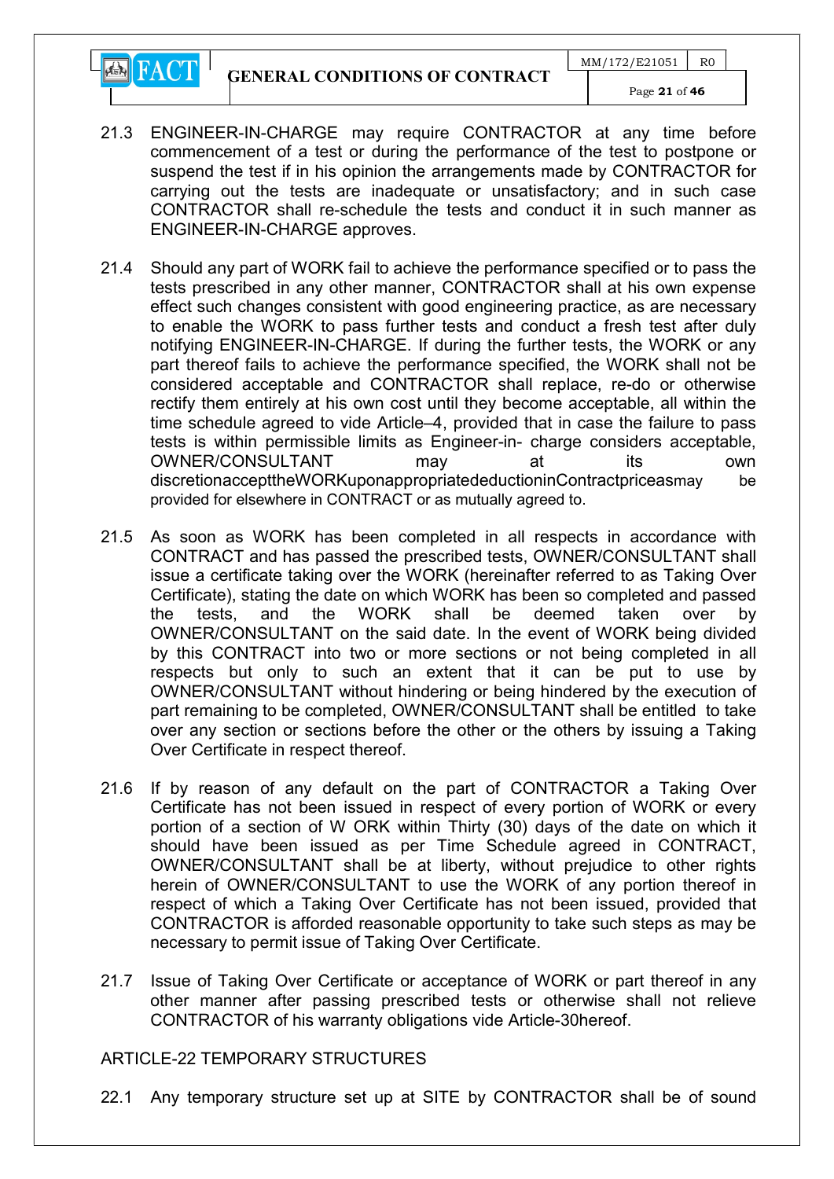21.3 ENGINEER-IN-CHARGE may require CONTRACTOR at any time before commencement of a test or during the performance of the test to postpone or suspend the test if in his opinion the arrangements made by CONTRACTOR for carrying out the tests are inadequate or unsatisfactory; and in such case CONTRACTOR shall re-schedule the tests and conduct it in such manner as ENGINEER-IN-CHARGE approves.

21.4 Should any part of WORK fail to achieve the performance specified or to pass the tests prescribed in any other manner, CONTRACTOR shall at his own expense effect such changes consistent with good engineering practice, as are necessary to enable the WORK to pass further tests and conduct a fresh test after duly notifying ENGINEER-IN-CHARGE. If during the further tests, the WORK or any part thereof fails to achieve the performance specified, the WORK shall not be considered acceptable and CONTRACTOR shall replace, re-do or otherwise rectify them entirely at his own cost until they become acceptable, all within the time schedule agreed to vide Article–4, provided that in case the failure to pass tests is within permissible limits as Engineer-in- charge considers acceptable, OWNER/CONSULTANT may at its own discretionaccepttheWORKuponappropriatedeductioninContractpriceasmay be provided for elsewhere in CONTRACT or as mutually agreed to.

21.5 As soon as WORK has been completed in all respects in accordance with CONTRACT and has passed the prescribed tests, OWNER/CONSULTANT shall issue a certificate taking over the WORK (hereinafter referred to as Taking Over Certificate), stating the date on which WORK has been so completed and passed the tests, and the WORK shall be deemed taken over by OWNER/CONSULTANT on the said date. In the event of WORK being divided by this CONTRACT into two or more sections or not being completed in all respects but only to such an extent that it can be put to use by OWNER/CONSULTANT without hindering or being hindered by the execution of part remaining to be completed, OWNER/CONSULTANT shall be entitled to take over any section or sections before the other or the others by issuing a Taking Over Certificate in respect thereof.

21.6 If by reason of any default on the part of CONTRACTOR a Taking Over Certificate has not been issued in respect of every portion of WORK or every portion of a section of W ORK within Thirty (30) days of the date on which it should have been issued as per Time Schedule agreed in CONTRACT, OWNER/CONSULTANT shall be at liberty, without prejudice to other rights herein of OWNER/CONSULTANT to use the WORK of any portion thereof in respect of which a Taking Over Certificate has not been issued, provided that CONTRACTOR is afforded reasonable opportunity to take such steps as may be necessary to permit issue of Taking Over Certificate.

21.7 Issue of Taking Over Certificate or acceptance of WORK or part thereof in any other manner after passing prescribed tests or otherwise shall not relieve CONTRACTOR of his warranty obligations vide Article-30hereof.

## ARTICLE-22 TEMPORARY STRUCTURES

22.1 Any temporary structure set up at SITE by CONTRACTOR shall be of sound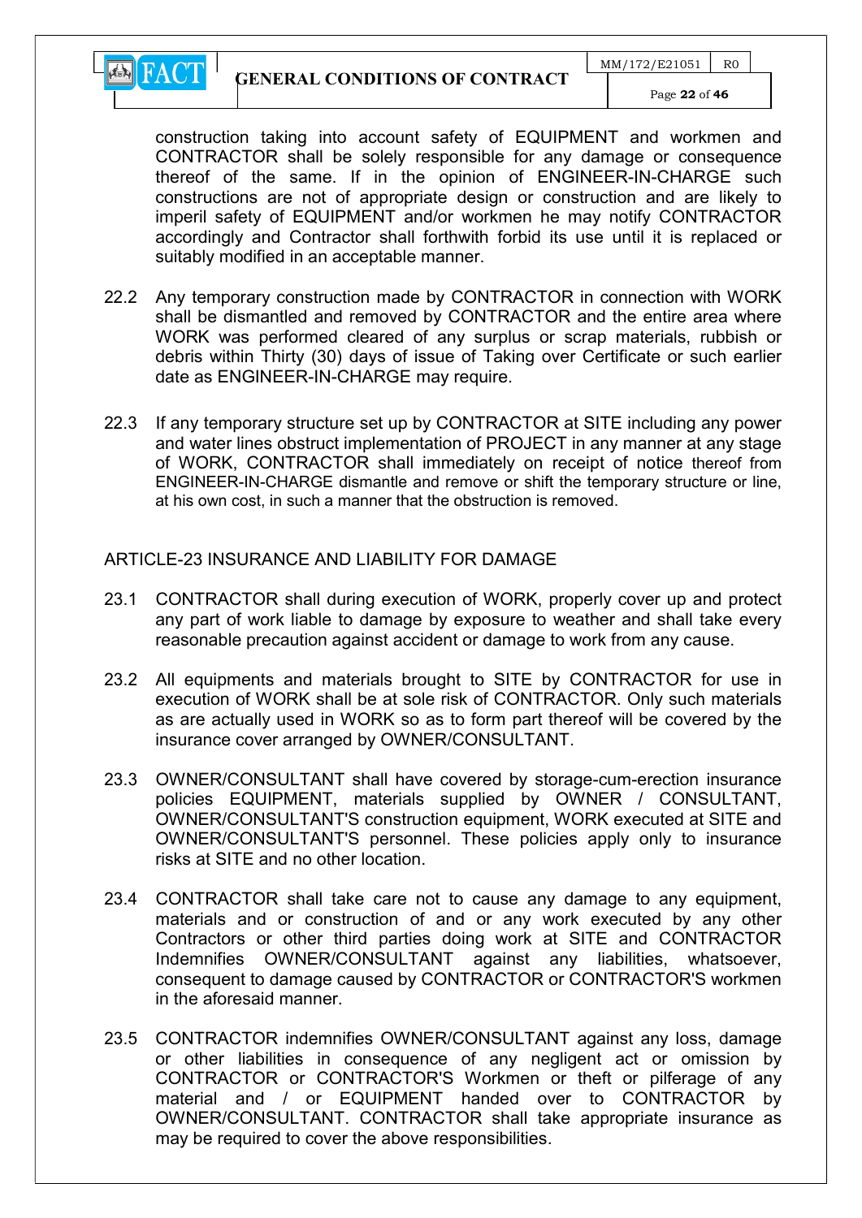construction taking into account safety of EQUIPMENT and workmen and CONTRACTOR shall be solely responsible for any damage or consequence thereof of the same. If in the opinion of ENGINEER-IN-CHARGE such constructions are not of appropriate design or construction and are likely to imperil safety of EQUIPMENT and/or workmen he may notify CONTRACTOR accordingly and Contractor shall forthwith forbid its use until it is replaced or suitably modified in an acceptable manner.

22.2 Any temporary construction made by CONTRACTOR in connection with WORK shall be dismantled and removed by CONTRACTOR and the entire area where WORK was performed cleared of any surplus or scrap materials, rubbish or debris within Thirty (30) days of issue of Taking over Certificate or such earlier date as ENGINEER-IN-CHARGE may require.

22.3 If any temporary structure set up by CONTRACTOR at SITE including any power and water lines obstruct implementation of PROJECT in any manner at any stage of WORK, CONTRACTOR shall immediately on receipt of notice thereof from ENGINEER-IN-CHARGE dismantle and remove or shift the temporary structure or line, at his own cost, in such a manner that the obstruction is removed.

## ARTICLE-23 INSURANCE AND LIABILITY FOR DAMAGE

23.1 CONTRACTOR shall during execution of WORK, properly cover up and protect any part of work liable to damage by exposure to weather and shall take every reasonable precaution against accident or damage to work from any cause.

23.2 All equipments and materials brought to SITE by CONTRACTOR for use in execution of WORK shall be at sole risk of CONTRACTOR. Only such materials as are actually used in WORK so as to form part thereof will be covered by the insurance cover arranged by OWNER/CONSULTANT.

23.3 OWNER/CONSULTANT shall have covered by storage-cum-erection insurance policies EQUIPMENT, materials supplied by OWNER / CONSULTANT, OWNER/CONSULTANT'S construction equipment, WORK executed at SITE and OWNER/CONSULTANT'S personnel. These policies apply only to insurance risks at SITE and no other location.

23.4 CONTRACTOR shall take care not to cause any damage to any equipment, materials and or construction of and or any work executed by any other Contractors or other third parties doing work at SITE and CONTRACTOR Indemnifies OWNER/CONSULTANT against any liabilities, whatsoever, consequent to damage caused by CONTRACTOR or CONTRACTOR'S workmen in the aforesaid manner.

23.5 CONTRACTOR indemnifies OWNER/CONSULTANT against any loss, damage or other liabilities in consequence of any negligent act or omission by CONTRACTOR or CONTRACTOR'S Workmen or theft or pilferage of any material and / or EQUIPMENT handed over to CONTRACTOR by OWNER/CONSULTANT. CONTRACTOR shall take appropriate insurance as may be required to cover the above responsibilities.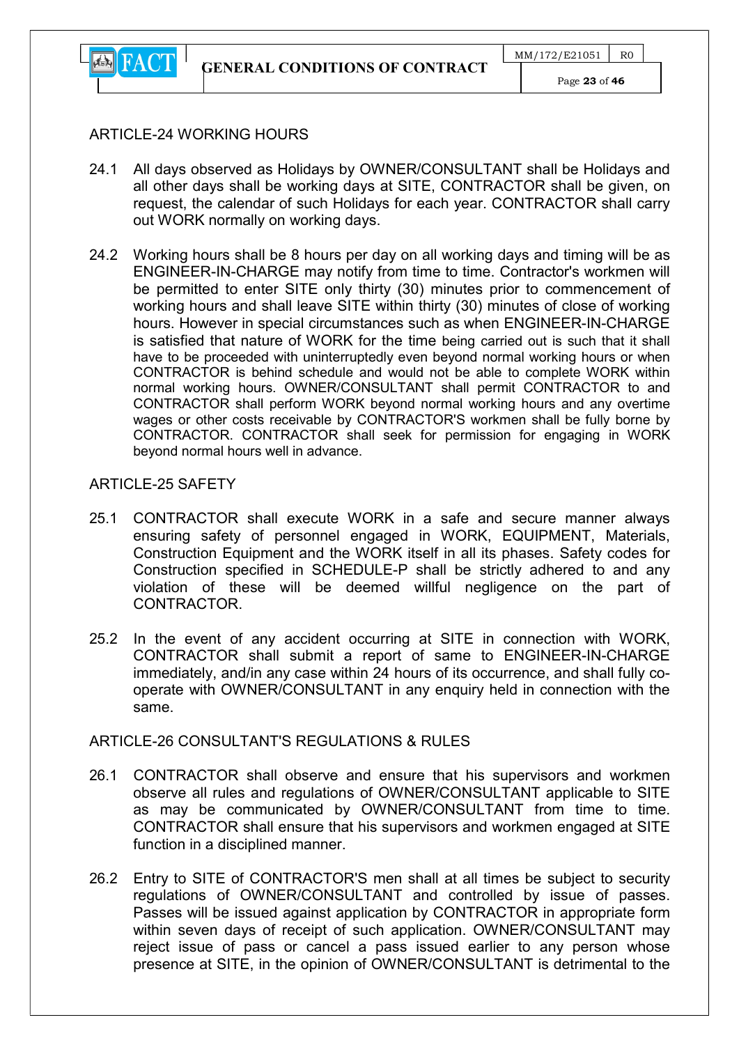## ARTICLE-24 WORKING HOURS

24.1 All days observed as Holidays by OWNER/CONSULTANT shall be Holidays and all other days shall be working days at SITE, CONTRACTOR shall be given, on request, the calendar of such Holidays for each year. CONTRACTOR shall carry out WORK normally on working days.

24.2 Working hours shall be 8 hours per day on all working days and timing will be as ENGINEER-IN-CHARGE may notify from time to time. Contractor's workmen will be permitted to enter SITE only thirty (30) minutes prior to commencement of working hours and shall leave SITE within thirty (30) minutes of close of working hours. However in special circumstances such as when ENGINEER-IN-CHARGE is satisfied that nature of WORK for the time being carried out is such that it shall have to be proceeded with uninterruptedly even beyond normal working hours or when CONTRACTOR is behind schedule and would not be able to complete WORK within normal working hours. OWNER/CONSULTANT shall permit CONTRACTOR to and CONTRACTOR shall perform WORK beyond normal working hours and any overtime wages or other costs receivable by CONTRACTOR'S workmen shall be fully borne by CONTRACTOR. CONTRACTOR shall seek for permission for engaging in WORK beyond normal hours well in advance.

## ARTICLE-25 SAFETY

25.1 CONTRACTOR shall execute WORK in a safe and secure manner always ensuring safety of personnel engaged in WORK, EQUIPMENT, Materials, Construction Equipment and the WORK itself in all its phases. Safety codes for Construction specified in SCHEDULE-P shall be strictly adhered to and any violation of these will be deemed willful negligence on the part of CONTRACTOR.

25.2 In the event of any accident occurring at SITE in connection with WORK, CONTRACTOR shall submit a report of same to ENGINEER-IN-CHARGE immediately, and/in any case within 24 hours of its occurrence, and shall fully co-operate with OWNER/CONSULTANT in any enquiry held in connection with the same.

## ARTICLE-26 CONSULTANT'S REGULATIONS & RULES

26.1 CONTRACTOR shall observe and ensure that his supervisors and workmen observe all rules and regulations of OWNER/CONSULTANT applicable to SITE as may be communicated by OWNER/CONSULTANT from time to time. CONTRACTOR shall ensure that his supervisors and workmen engaged at SITE function in a disciplined manner.

26.2 Entry to SITE of CONTRACTOR'S men shall at all times be subject to security regulations of OWNER/CONSULTANT and controlled by issue of passes. Passes will be issued against application by CONTRACTOR in appropriate form within seven days of receipt of such application. OWNER/CONSULTANT may reject issue of pass or cancel a pass issued earlier to any person whose presence at SITE, in the opinion of OWNER/CONSULTANT is detrimental to the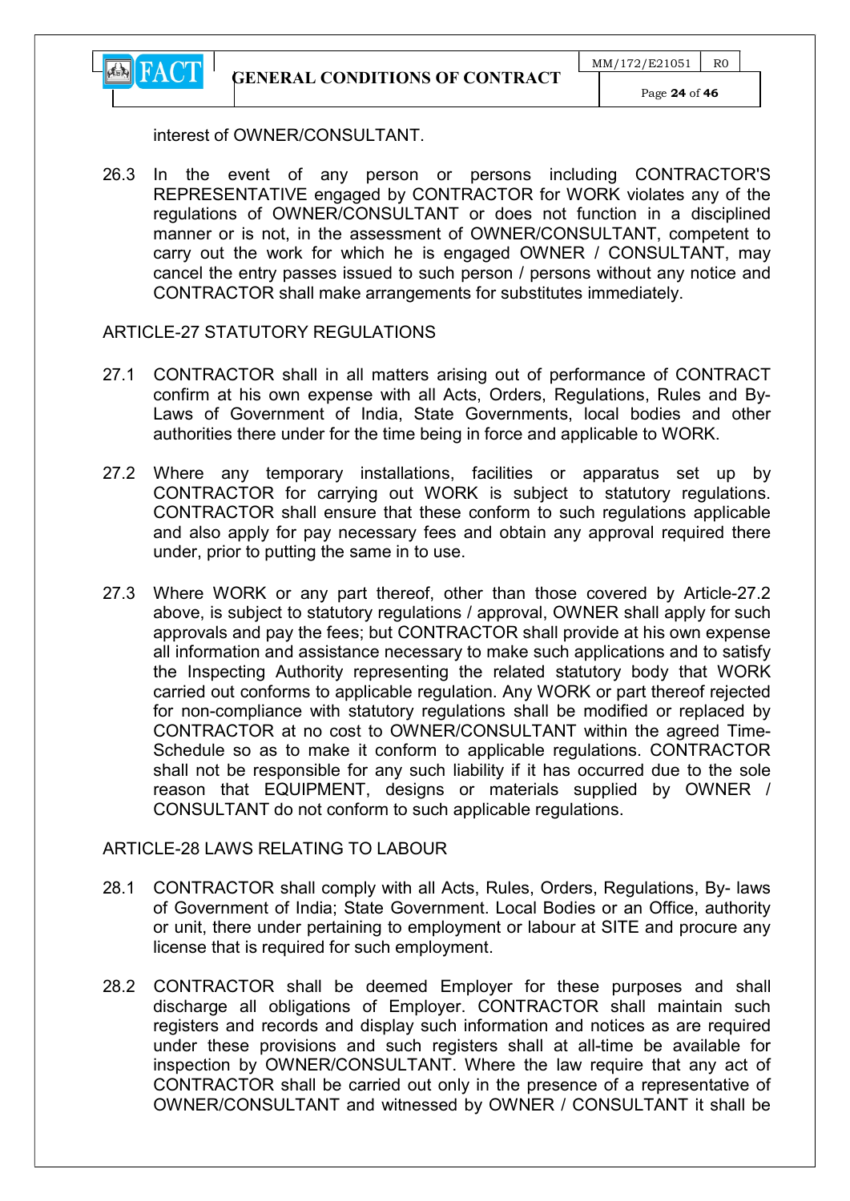interest of OWNER/CONSULTANT.

26.3 In the event of any person or persons including CONTRACTOR'S REPRESENTATIVE engaged by CONTRACTOR for WORK violates any of the regulations of OWNER/CONSULTANT or does not function in a disciplined manner or is not, in the assessment of OWNER/CONSULTANT, competent to carry out the work for which he is engaged OWNER / CONSULTANT, may cancel the entry passes issued to such person / persons without any notice and CONTRACTOR shall make arrangements for substitutes immediately.

ARTICLE-27 STATUTORY REGULATIONS

27.1 CONTRACTOR shall in all matters arising out of performance of CONTRACT confirm at his own expense with all Acts, Orders, Regulations, Rules and By-Laws of Government of India, State Governments, local bodies and other authorities there under for the time being in force and applicable to WORK.

27.2 Where any temporary installations, facilities or apparatus set up by CONTRACTOR for carrying out WORK is subject to statutory regulations. CONTRACTOR shall ensure that these conform to such regulations applicable and also apply for pay necessary fees and obtain any approval required there under, prior to putting the same in to use.

27.3 Where WORK or any part thereof, other than those covered by Article-27.2 above, is subject to statutory regulations / approval, OWNER shall apply for such approvals and pay the fees; but CONTRACTOR shall provide at his own expense all information and assistance necessary to make such applications and to satisfy the Inspecting Authority representing the related statutory body that WORK carried out conforms to applicable regulation. Any WORK or part thereof rejected for non-compliance with statutory regulations shall be modified or replaced by CONTRACTOR at no cost to OWNER/CONSULTANT within the agreed Time-Schedule so as to make it conform to applicable regulations. CONTRACTOR shall not be responsible for any such liability if it has occurred due to the sole reason that EQUIPMENT, designs or materials supplied by OWNER / CONSULTANT do not conform to such applicable regulations.

ARTICLE-28 LAWS RELATING TO LABOUR

28.1 CONTRACTOR shall comply with all Acts, Rules, Orders, Regulations, By- laws of Government of India; State Government. Local Bodies or an Office, authority or unit, there under pertaining to employment or labour at SITE and procure any license that is required for such employment.

28.2 CONTRACTOR shall be deemed Employer for these purposes and shall discharge all obligations of Employer. CONTRACTOR shall maintain such registers and records and display such information and notices as are required under these provisions and such registers shall at all-time be available for inspection by OWNER/CONSULTANT. Where the law require that any act of CONTRACTOR shall be carried out only in the presence of a representative of OWNER/CONSULTANT and witnessed by OWNER / CONSULTANT it shall be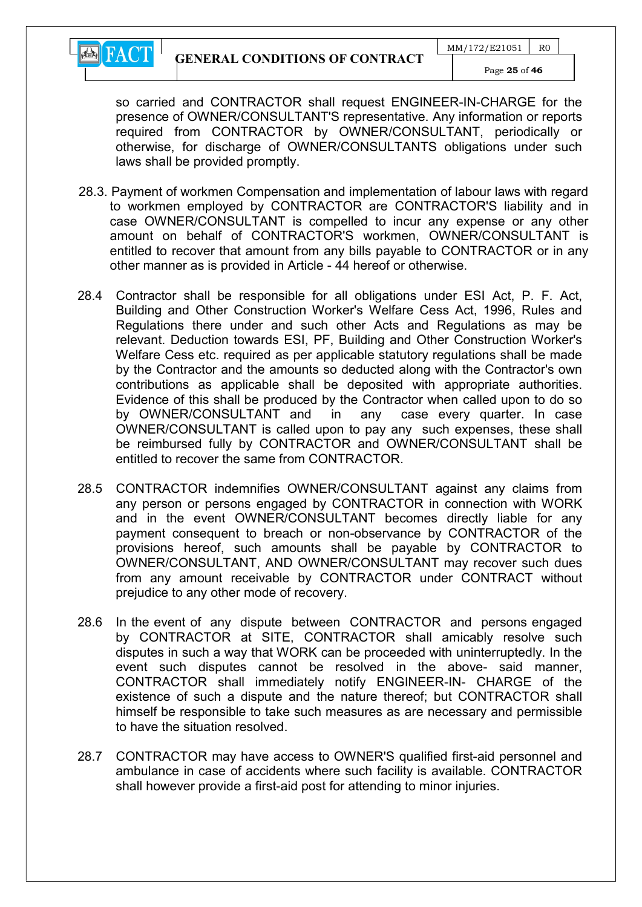so carried and CONTRACTOR shall request ENGINEER-IN-CHARGE for the presence of OWNER/CONSULTANT'S representative. Any information or reports required from CONTRACTOR by OWNER/CONSULTANT, periodically or otherwise, for discharge of OWNER/CONSULTANTS obligations under such laws shall be provided promptly.

28.3. Payment of workmen Compensation and implementation of labour laws with regard to workmen employed by CONTRACTOR are CONTRACTOR'S liability and in case OWNER/CONSULTANT is compelled to incur any expense or any other amount on behalf of CONTRACTOR'S workmen, OWNER/CONSULTANT is entitled to recover that amount from any bills payable to CONTRACTOR or in any other manner as is provided in Article - 44 hereof or otherwise.

28.4 Contractor shall be responsible for all obligations under ESI Act, P. F. Act, Building and Other Construction Worker's Welfare Cess Act, 1996, Rules and Regulations there under and such other Acts and Regulations as may be relevant. Deduction towards ESI, PF, Building and Other Construction Worker's Welfare Cess etc. required as per applicable statutory regulations shall be made by the Contractor and the amounts so deducted along with the Contractor's own contributions as applicable shall be deposited with appropriate authorities. Evidence of this shall be produced by the Contractor when called upon to do so by OWNER/CONSULTANT and in any case every quarter. In case OWNER/CONSULTANT is called upon to pay any such expenses, these shall be reimbursed fully by CONTRACTOR and OWNER/CONSULTANT shall be entitled to recover the same from CONTRACTOR.

28.5 CONTRACTOR indemnifies OWNER/CONSULTANT against any claims from any person or persons engaged by CONTRACTOR in connection with WORK and in the event OWNER/CONSULTANT becomes directly liable for any payment consequent to breach or non-observance by CONTRACTOR of the provisions hereof, such amounts shall be payable by CONTRACTOR to OWNER/CONSULTANT, AND OWNER/CONSULTANT may recover such dues from any amount receivable by CONTRACTOR under CONTRACT without prejudice to any other mode of recovery.

28.6 In the event of any dispute between CONTRACTOR and persons engaged by CONTRACTOR at SITE, CONTRACTOR shall amicably resolve such disputes in such a way that WORK can be proceeded with uninterruptedly. In the event such disputes cannot be resolved in the above- said manner, CONTRACTOR shall immediately notify ENGINEER-IN- CHARGE of the existence of such a dispute and the nature thereof; but CONTRACTOR shall himself be responsible to take such measures as are necessary and permissible to have the situation resolved.

28.7 CONTRACTOR may have access to OWNER'S qualified first-aid personnel and ambulance in case of accidents where such facility is available. CONTRACTOR shall however provide a first-aid post for attending to minor injuries.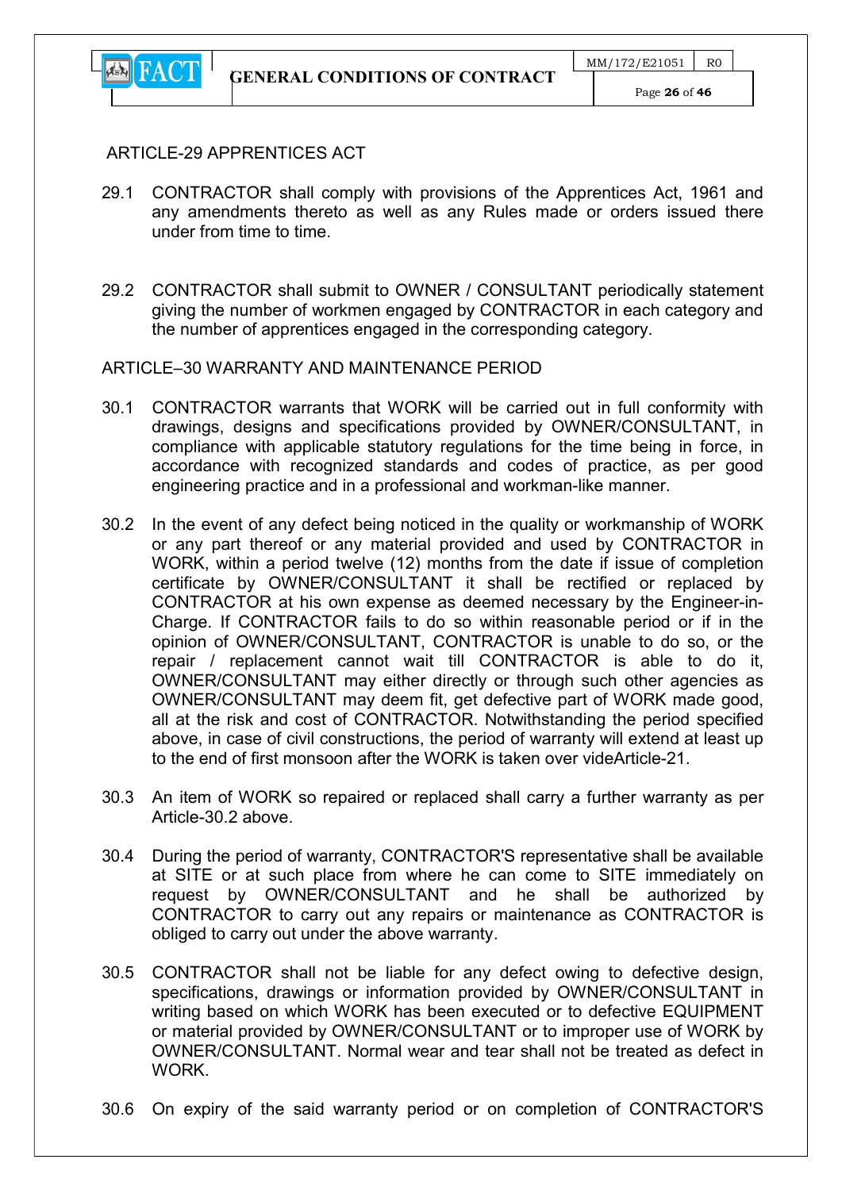## ARTICLE-29 APPRENTICES ACT

29.1 CONTRACTOR shall comply with provisions of the Apprentices Act, 1961 and any amendments thereto as well as any Rules made or orders issued there under from time to time.

29.2 CONTRACTOR shall submit to OWNER / CONSULTANT periodically statement giving the number of workmen engaged by CONTRACTOR in each category and the number of apprentices engaged in the corresponding category.

## ARTICLE–30 WARRANTY AND MAINTENANCE PERIOD

30.1 CONTRACTOR warrants that WORK will be carried out in full conformity with drawings, designs and specifications provided by OWNER/CONSULTANT, in compliance with applicable statutory regulations for the time being in force, in accordance with recognized standards and codes of practice, as per good engineering practice and in a professional and workman-like manner.

30.2 In the event of any defect being noticed in the quality or workmanship of WORK or any part thereof or any material provided and used by CONTRACTOR in WORK, within a period twelve (12) months from the date if issue of completion certificate by OWNER/CONSULTANT it shall be rectified or replaced by CONTRACTOR at his own expense as deemed necessary by the Engineer-in-Charge. If CONTRACTOR fails to do so within reasonable period or if in the opinion of OWNER/CONSULTANT, CONTRACTOR is unable to do so, or the repair / replacement cannot wait till CONTRACTOR is able to do it, OWNER/CONSULTANT may either directly or through such other agencies as OWNER/CONSULTANT may deem fit, get defective part of WORK made good, all at the risk and cost of CONTRACTOR. Notwithstanding the period specified above, in case of civil constructions, the period of warranty will extend at least up to the end of first monsoon after the WORK is taken over videArticle-21.

30.3 An item of WORK so repaired or replaced shall carry a further warranty as per Article-30.2 above.

30.4 During the period of warranty, CONTRACTOR'S representative shall be available at SITE or at such place from where he can come to SITE immediately on request by OWNER/CONSULTANT and he shall be authorized by CONTRACTOR to carry out any repairs or maintenance as CONTRACTOR is obliged to carry out under the above warranty.

30.5 CONTRACTOR shall not be liable for any defect owing to defective design, specifications, drawings or information provided by OWNER/CONSULTANT in writing based on which WORK has been executed or to defective EQUIPMENT or material provided by OWNER/CONSULTANT or to improper use of WORK by OWNER/CONSULTANT. Normal wear and tear shall not be treated as defect in WORK.

30.6 On expiry of the said warranty period or on completion of CONTRACTOR'S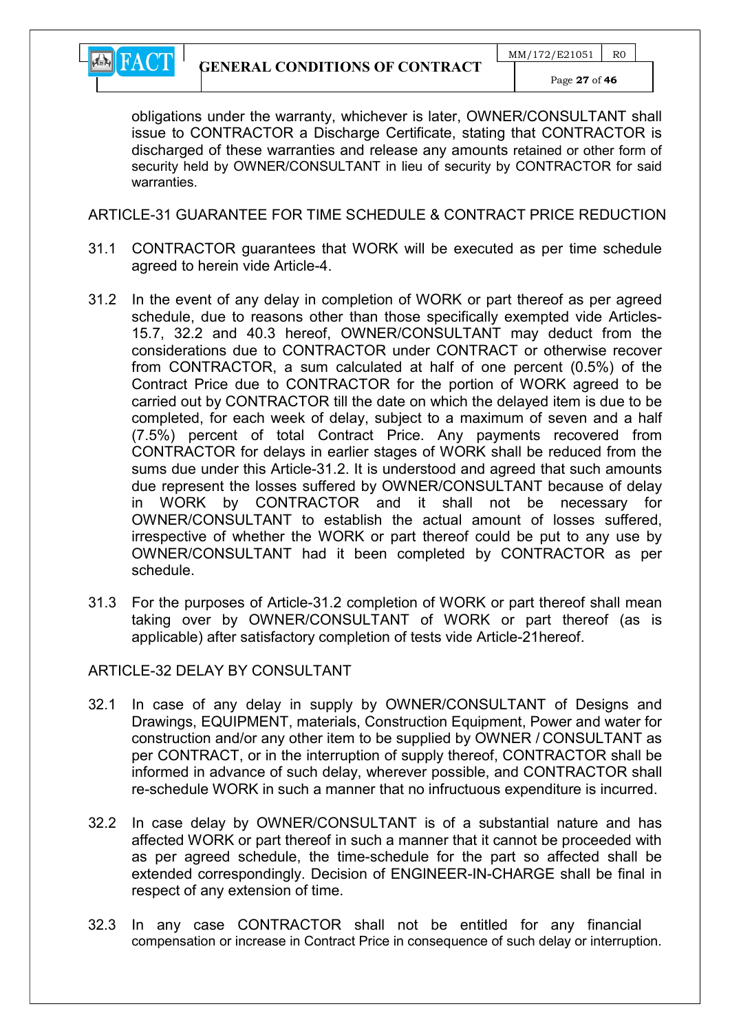obligations under the warranty, whichever is later, OWNER/CONSULTANT shall issue to CONTRACTOR a Discharge Certificate, stating that CONTRACTOR is discharged of these warranties and release any amounts retained or other form of security held by OWNER/CONSULTANT in lieu of security by CONTRACTOR for said warranties.

## ARTICLE-31 GUARANTEE FOR TIME SCHEDULE & CONTRACT PRICE REDUCTION

31.1 CONTRACTOR guarantees that WORK will be executed as per time schedule agreed to herein vide Article-4.

31.2 In the event of any delay in completion of WORK or part thereof as per agreed schedule, due to reasons other than those specifically exempted vide Articles-15.7, 32.2 and 40.3 hereof, OWNER/CONSULTANT may deduct from the considerations due to CONTRACTOR under CONTRACT or otherwise recover from CONTRACTOR, a sum calculated at half of one percent (0.5%) of the Contract Price due to CONTRACTOR for the portion of WORK agreed to be carried out by CONTRACTOR till the date on which the delayed item is due to be completed, for each week of delay, subject to a maximum of seven and a half (7.5%) percent of total Contract Price. Any payments recovered from CONTRACTOR for delays in earlier stages of WORK shall be reduced from the sums due under this Article-31.2. It is understood and agreed that such amounts due represent the losses suffered by OWNER/CONSULTANT because of delay in WORK by CONTRACTOR and it shall not be necessary for OWNER/CONSULTANT to establish the actual amount of losses suffered, irrespective of whether the WORK or part thereof could be put to any use by OWNER/CONSULTANT had it been completed by CONTRACTOR as per schedule.

31.3 For the purposes of Article-31.2 completion of WORK or part thereof shall mean taking over by OWNER/CONSULTANT of WORK or part thereof (as is applicable) after satisfactory completion of tests vide Article-21hereof.

## ARTICLE-32 DELAY BY CONSULTANT

32.1 In case of any delay in supply by OWNER/CONSULTANT of Designs and Drawings, EQUIPMENT, materials, Construction Equipment, Power and water for construction and/or any other item to be supplied by OWNER / CONSULTANT as per CONTRACT, or in the interruption of supply thereof, CONTRACTOR shall be informed in advance of such delay, wherever possible, and CONTRACTOR shall re-schedule WORK in such a manner that no infructuous expenditure is incurred.

32.2 In case delay by OWNER/CONSULTANT is of a substantial nature and has affected WORK or part thereof in such a manner that it cannot be proceeded with as per agreed schedule, the time-schedule for the part so affected shall be extended correspondingly. Decision of ENGINEER-IN-CHARGE shall be final in respect of any extension of time.

32.3 In any case CONTRACTOR shall not be entitled for any financial compensation or increase in Contract Price in consequence of such delay or interruption.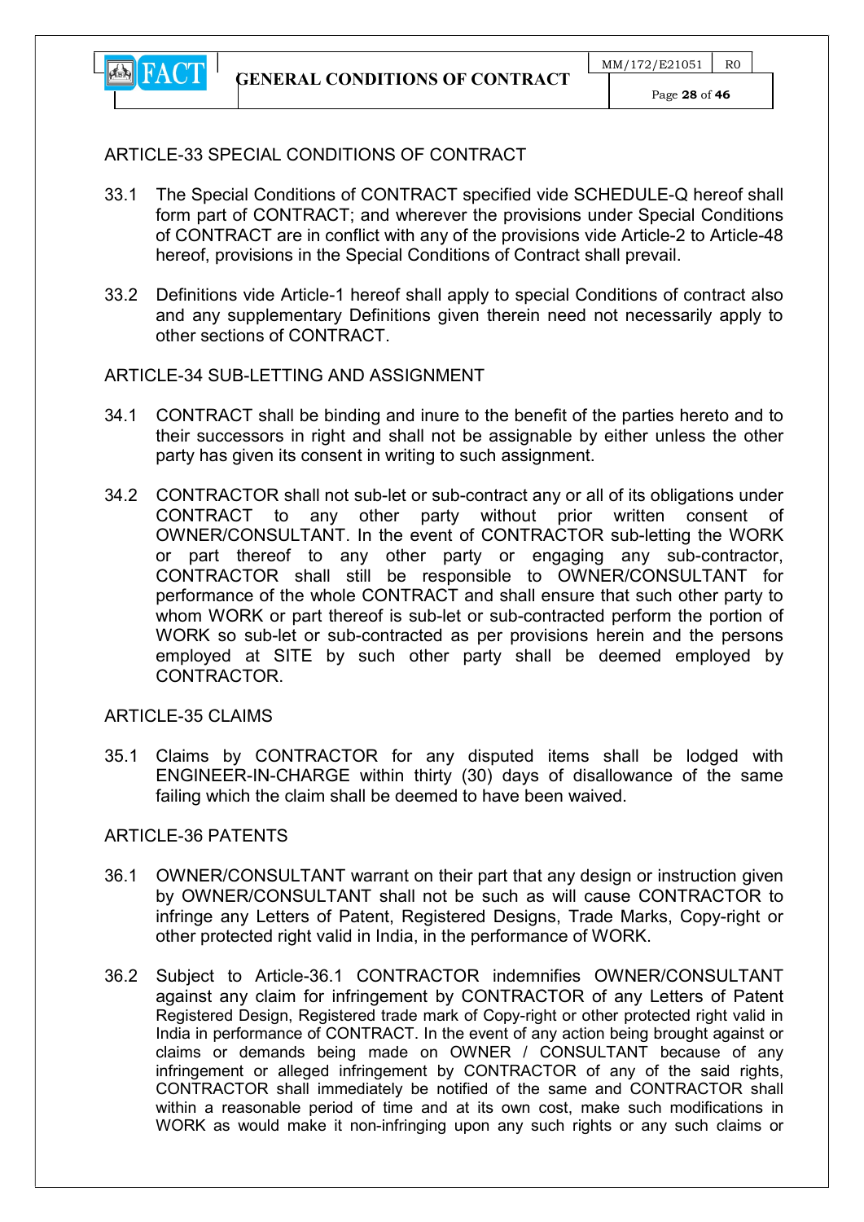## ARTICLE-33 SPECIAL CONDITIONS OF CONTRACT

33.1 The Special Conditions of CONTRACT specified vide SCHEDULE-Q hereof shall form part of CONTRACT; and wherever the provisions under Special Conditions of CONTRACT are in conflict with any of the provisions vide Article-2 to Article-48 hereof, provisions in the Special Conditions of Contract shall prevail.

33.2 Definitions vide Article-1 hereof shall apply to special Conditions of contract also and any supplementary Definitions given therein need not necessarily apply to other sections of CONTRACT.

## ARTICLE-34 SUB-LETTING AND ASSIGNMENT

34.1 CONTRACT shall be binding and inure to the benefit of the parties hereto and to their successors in right and shall not be assignable by either unless the other party has given its consent in writing to such assignment.

34.2 CONTRACTOR shall not sub-let or sub-contract any or all of its obligations under CONTRACT to any other party without prior written consent of OWNER/CONSULTANT. In the event of CONTRACTOR sub-letting the WORK or part thereof to any other party or engaging any sub-contractor, CONTRACTOR shall still be responsible to OWNER/CONSULTANT for performance of the whole CONTRACT and shall ensure that such other party to whom WORK or part thereof is sub-let or sub-contracted perform the portion of WORK so sub-let or sub-contracted as per provisions herein and the persons employed at SITE by such other party shall be deemed employed by CONTRACTOR.

## ARTICLE-35 CLAIMS

35.1 Claims by CONTRACTOR for any disputed items shall be lodged with ENGINEER-IN-CHARGE within thirty (30) days of disallowance of the same failing which the claim shall be deemed to have been waived.

## ARTICLE-36 PATENTS

36.1 OWNER/CONSULTANT warrant on their part that any design or instruction given by OWNER/CONSULTANT shall not be such as will cause CONTRACTOR to infringe any Letters of Patent, Registered Designs, Trade Marks, Copy-right or other protected right valid in India, in the performance of WORK.

36.2 Subject to Article-36.1 CONTRACTOR indemnifies OWNER/CONSULTANT against any claim for infringement by CONTRACTOR of any Letters of Patent Registered Design, Registered trade mark of Copy-right or other protected right valid in India in performance of CONTRACT. In the event of any action being brought against or claims or demands being made on OWNER / CONSULTANT because of any infringement or alleged infringement by CONTRACTOR of any of the said rights, CONTRACTOR shall immediately be notified of the same and CONTRACTOR shall within a reasonable period of time and at its own cost, make such modifications in WORK as would make it non-infringing upon any such rights or any such claims or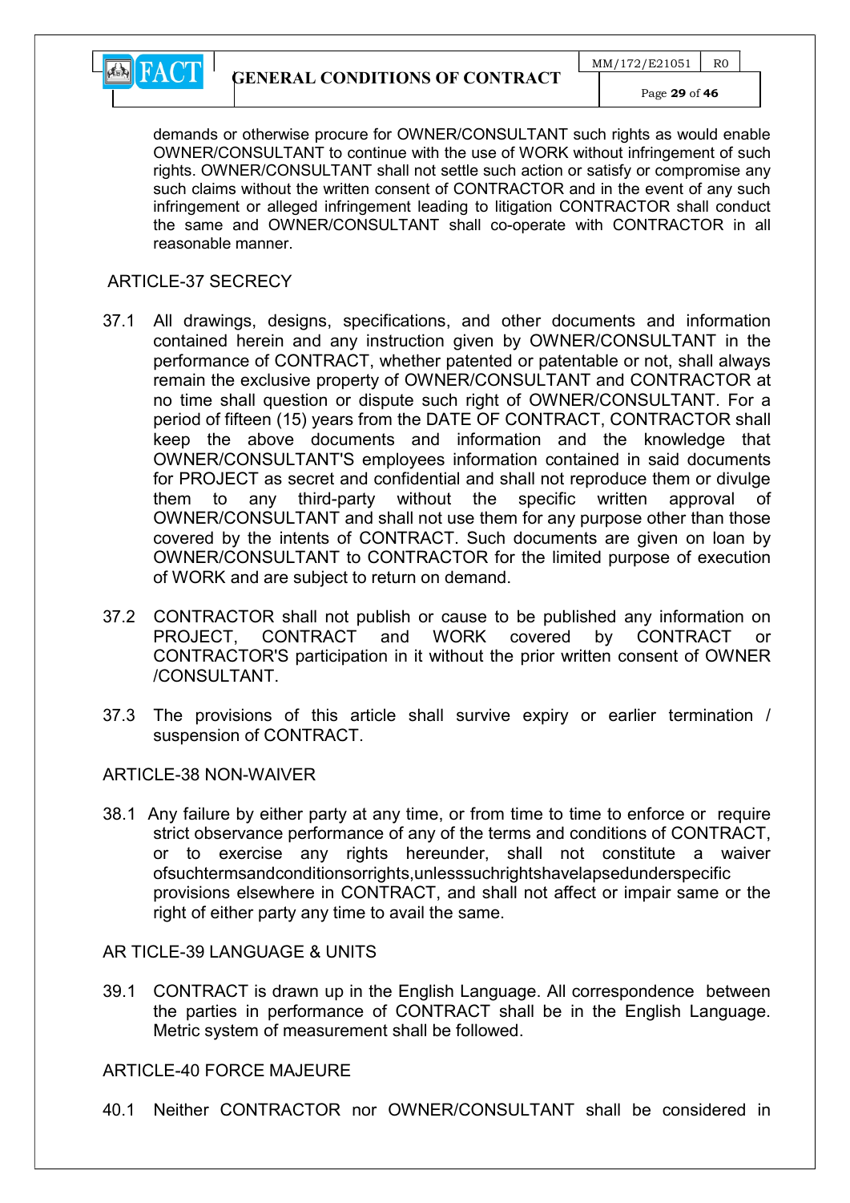demands or otherwise procure for OWNER/CONSULTANT such rights as would enable OWNER/CONSULTANT to continue with the use of WORK without infringement of such rights. OWNER/CONSULTANT shall not settle such action or satisfy or compromise any such claims without the written consent of CONTRACTOR and in the event of any such infringement or alleged infringement leading to litigation CONTRACTOR shall conduct the same and OWNER/CONSULTANT shall co-operate with CONTRACTOR in all reasonable manner.

## ARTICLE-37 SECRECY

37.1 All drawings, designs, specifications, and other documents and information contained herein and any instruction given by OWNER/CONSULTANT in the performance of CONTRACT, whether patented or patentable or not, shall always remain the exclusive property of OWNER/CONSULTANT and CONTRACTOR at no time shall question or dispute such right of OWNER/CONSULTANT. For a period of fifteen (15) years from the DATE OF CONTRACT, CONTRACTOR shall keep the above documents and information and the knowledge that OWNER/CONSULTANT'S employees information contained in said documents for PROJECT as secret and confidential and shall not reproduce them or divulge them to any third-party without the specific written approval of OWNER/CONSULTANT and shall not use them for any purpose other than those covered by the intents of CONTRACT. Such documents are given on loan by OWNER/CONSULTANT to CONTRACTOR for the limited purpose of execution of WORK and are subject to return on demand.

37.2 CONTRACTOR shall not publish or cause to be published any information on PROJECT, CONTRACT and WORK covered by CONTRACT or CONTRACTOR'S participation in it without the prior written consent of OWNER /CONSULTANT.

37.3 The provisions of this article shall survive expiry or earlier termination / suspension of CONTRACT.

## ARTICLE-38 NON-WAIVER

38.1 Any failure by either party at any time, or from time to time to enforce or require strict observance performance of any of the terms and conditions of CONTRACT, or to exercise any rights hereunder, shall not constitute a waiver ofsuchtermsandconditionsorrights,unlesssuchrightshavelapsedunderspecific provisions elsewhere in CONTRACT, and shall not affect or impair same or the right of either party any time to avail the same.

## AR TICLE-39 LANGUAGE & UNITS

39.1 CONTRACT is drawn up in the English Language. All correspondence between the parties in performance of CONTRACT shall be in the English Language. Metric system of measurement shall be followed.

## ARTICLE-40 FORCE MAJEURE

40.1 Neither CONTRACTOR nor OWNER/CONSULTANT shall be considered in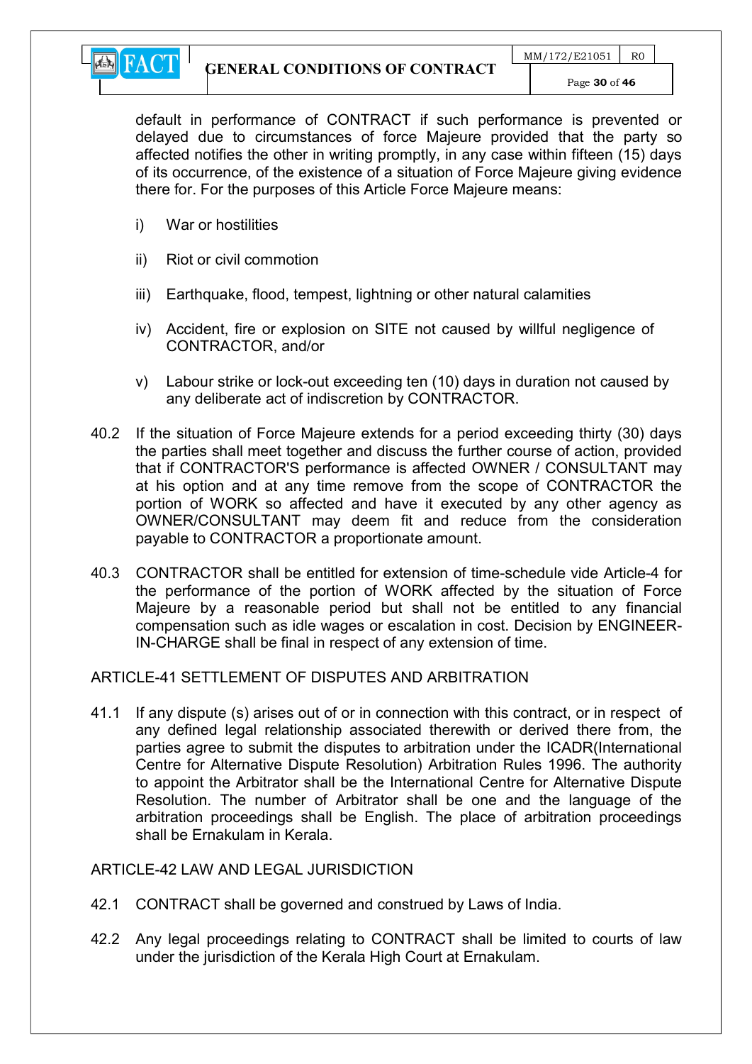default in performance of CONTRACT if such performance is prevented or delayed due to circumstances of force Majeure provided that the party so affected notifies the other in writing promptly, in any case within fifteen (15) days of its occurrence, of the existence of a situation of Force Majeure giving evidence there for. For the purposes of this Article Force Majeure means:

i) War or hostilities

ii) Riot or civil commotion

iii) Earthquake, flood, tempest, lightning or other natural calamities

iv) Accident, fire or explosion on SITE not caused by willful negligence of CONTRACTOR, and/or

v) Labour strike or lock-out exceeding ten (10) days in duration not caused by any deliberate act of indiscretion by CONTRACTOR.

40.2 If the situation of Force Majeure extends for a period exceeding thirty (30) days the parties shall meet together and discuss the further course of action, provided that if CONTRACTOR'S performance is affected OWNER / CONSULTANT may at his option and at any time remove from the scope of CONTRACTOR the portion of WORK so affected and have it executed by any other agency as OWNER/CONSULTANT may deem fit and reduce from the consideration payable to CONTRACTOR a proportionate amount.

40.3 CONTRACTOR shall be entitled for extension of time-schedule vide Article-4 for the performance of the portion of WORK affected by the situation of Force Majeure by a reasonable period but shall not be entitled to any financial compensation such as idle wages or escalation in cost. Decision by ENGINEER-IN-CHARGE shall be final in respect of any extension of time.

## ARTICLE-41 SETTLEMENT OF DISPUTES AND ARBITRATION

41.1 If any dispute (s) arises out of or in connection with this contract, or in respect of any defined legal relationship associated therewith or derived there from, the parties agree to submit the disputes to arbitration under the ICADR(International Centre for Alternative Dispute Resolution) Arbitration Rules 1996. The authority to appoint the Arbitrator shall be the International Centre for Alternative Dispute Resolution. The number of Arbitrator shall be one and the language of the arbitration proceedings shall be English. The place of arbitration proceedings shall be Ernakulam in Kerala.

## ARTICLE-42 LAW AND LEGAL JURISDICTION

42.1 CONTRACT shall be governed and construed by Laws of India.

42.2 Any legal proceedings relating to CONTRACT shall be limited to courts of law under the jurisdiction of the Kerala High Court at Ernakulam.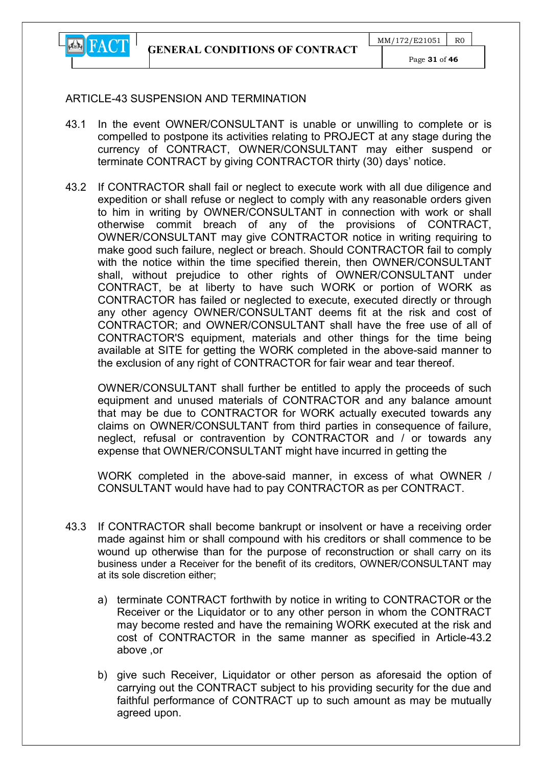## ARTICLE-43 SUSPENSION AND TERMINATION

43.1 In the event OWNER/CONSULTANT is unable or unwilling to complete or is compelled to postpone its activities relating to PROJECT at any stage during the currency of CONTRACT, OWNER/CONSULTANT may either suspend or terminate CONTRACT by giving CONTRACTOR thirty (30) days' notice.

43.2 If CONTRACTOR shall fail or neglect to execute work with all due diligence and expedition or shall refuse or neglect to comply with any reasonable orders given to him in writing by OWNER/CONSULTANT in connection with work or shall otherwise commit breach of any of the provisions of CONTRACT, OWNER/CONSULTANT may give CONTRACTOR notice in writing requiring to make good such failure, neglect or breach. Should CONTRACTOR fail to comply with the notice within the time specified therein, then OWNER/CONSULTANT shall, without prejudice to other rights of OWNER/CONSULTANT under CONTRACT, be at liberty to have such WORK or portion of WORK as CONTRACTOR has failed or neglected to execute, executed directly or through any other agency OWNER/CONSULTANT deems fit at the risk and cost of CONTRACTOR; and OWNER/CONSULTANT shall have the free use of all of CONTRACTOR'S equipment, materials and other things for the time being available at SITE for getting the WORK completed in the above-said manner to the exclusion of any right of CONTRACTOR for fair wear and tear thereof.

OWNER/CONSULTANT shall further be entitled to apply the proceeds of such equipment and unused materials of CONTRACTOR and any balance amount that may be due to CONTRACTOR for WORK actually executed towards any claims on OWNER/CONSULTANT from third parties in consequence of failure, neglect, refusal or contravention by CONTRACTOR and / or towards any expense that OWNER/CONSULTANT might have incurred in getting the

WORK completed in the above-said manner, in excess of what OWNER / CONSULTANT would have had to pay CONTRACTOR as per CONTRACT.

43.3 If CONTRACTOR shall become bankrupt or insolvent or have a receiving order made against him or shall compound with his creditors or shall commence to be wound up otherwise than for the purpose of reconstruction or shall carry on its business under a Receiver for the benefit of its creditors, OWNER/CONSULTANT may at its sole discretion either;

a) terminate CONTRACT forthwith by notice in writing to CONTRACTOR or the Receiver or the Liquidator or to any other person in whom the CONTRACT may become rested and have the remaining WORK executed at the risk and cost of CONTRACTOR in the same manner as specified in Article-43.2 above ,or

b) give such Receiver, Liquidator or other person as aforesaid the option of carrying out the CONTRACT subject to his providing security for the due and faithful performance of CONTRACT up to such amount as may be mutually agreed upon.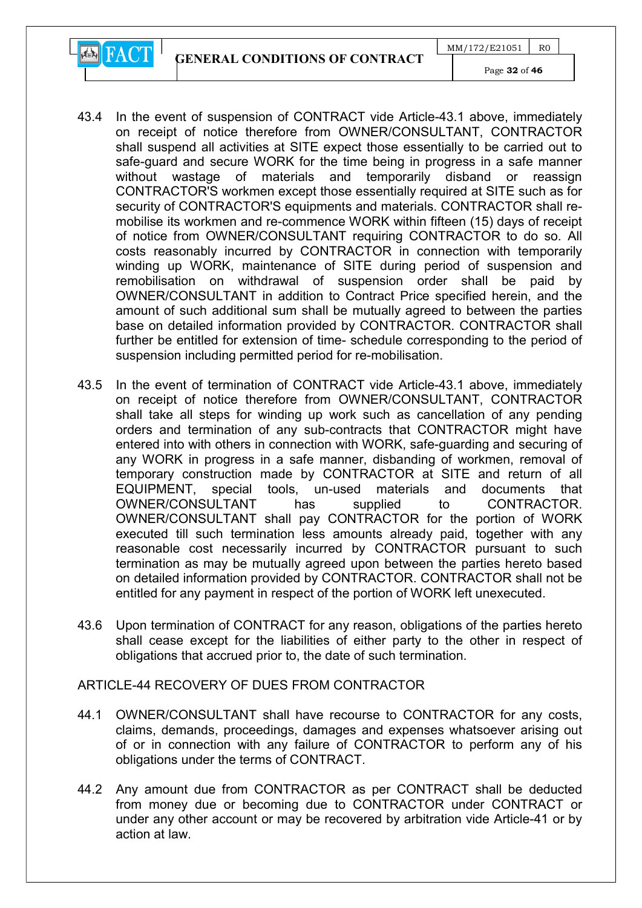43.4 In the event of suspension of CONTRACT vide Article-43.1 above, immediately on receipt of notice therefore from OWNER/CONSULTANT, CONTRACTOR shall suspend all activities at SITE expect those essentially to be carried out to safe-guard and secure WORK for the time being in progress in a safe manner without wastage of materials and temporarily disband or reassign CONTRACTOR'S workmen except those essentially required at SITE such as for security of CONTRACTOR'S equipments and materials. CONTRACTOR shall re-mobilise its workmen and re-commence WORK within fifteen (15) days of receipt of notice from OWNER/CONSULTANT requiring CONTRACTOR to do so. All costs reasonably incurred by CONTRACTOR in connection with temporarily winding up WORK, maintenance of SITE during period of suspension and remobilisation on withdrawal of suspension order shall be paid by OWNER/CONSULTANT in addition to Contract Price specified herein, and the amount of such additional sum shall be mutually agreed to between the parties base on detailed information provided by CONTRACTOR. CONTRACTOR shall further be entitled for extension of time- schedule corresponding to the period of suspension including permitted period for re-mobilisation.

43.5 In the event of termination of CONTRACT vide Article-43.1 above, immediately on receipt of notice therefore from OWNER/CONSULTANT, CONTRACTOR shall take all steps for winding up work such as cancellation of any pending orders and termination of any sub-contracts that CONTRACTOR might have entered into with others in connection with WORK, safe-guarding and securing of any WORK in progress in a safe manner, disbanding of workmen, removal of temporary construction made by CONTRACTOR at SITE and return of all EQUIPMENT, special tools, un-used materials and documents that OWNER/CONSULTANT has supplied to CONTRACTOR. OWNER/CONSULTANT shall pay CONTRACTOR for the portion of WORK executed till such termination less amounts already paid, together with any reasonable cost necessarily incurred by CONTRACTOR pursuant to such termination as may be mutually agreed upon between the parties hereto based on detailed information provided by CONTRACTOR. CONTRACTOR shall not be entitled for any payment in respect of the portion of WORK left unexecuted.

43.6 Upon termination of CONTRACT for any reason, obligations of the parties hereto shall cease except for the liabilities of either party to the other in respect of obligations that accrued prior to, the date of such termination.

ARTICLE-44 RECOVERY OF DUES FROM CONTRACTOR

44.1 OWNER/CONSULTANT shall have recourse to CONTRACTOR for any costs, claims, demands, proceedings, damages and expenses whatsoever arising out of or in connection with any failure of CONTRACTOR to perform any of his obligations under the terms of CONTRACT.

44.2 Any amount due from CONTRACTOR as per CONTRACT shall be deducted from money due or becoming due to CONTRACTOR under CONTRACT or under any other account or may be recovered by arbitration vide Article-41 or by action at law.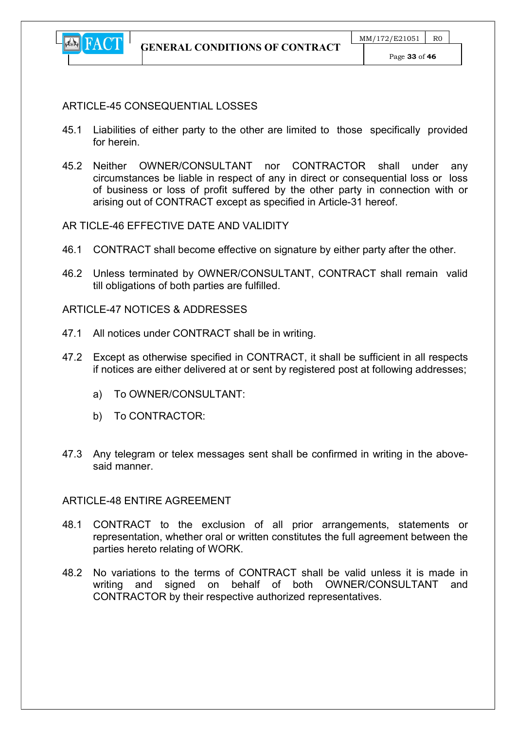ARTICLE-45 CONSEQUENTIAL LOSSES

45.1 Liabilities of either party to the other are limited to those specifically provided for herein.

45.2 Neither OWNER/CONSULTANT nor CONTRACTOR shall under any circumstances be liable in respect of any in direct or consequential loss or loss of business or loss of profit suffered by the other party in connection with or arising out of CONTRACT except as specified in Article-31 hereof.

AR TICLE-46 EFFECTIVE DATE AND VALIDITY

46.1 CONTRACT shall become effective on signature by either party after the other.

46.2 Unless terminated by OWNER/CONSULTANT, CONTRACT shall remain valid till obligations of both parties are fulfilled.

ARTICLE-47 NOTICES & ADDRESSES

47.1 All notices under CONTRACT shall be in writing.

47.2 Except as otherwise specified in CONTRACT, it shall be sufficient in all respects if notices are either delivered at or sent by registered post at following addresses;

a) To OWNER/CONSULTANT:

b) To CONTRACTOR:

47.3 Any telegram or telex messages sent shall be confirmed in writing in the above-said manner.

ARTICLE-48 ENTIRE AGREEMENT

48.1 CONTRACT to the exclusion of all prior arrangements, statements or representation, whether oral or written constitutes the full agreement between the parties hereto relating of WORK.

48.2 No variations to the terms of CONTRACT shall be valid unless it is made in writing and signed on behalf of both OWNER/CONSULTANT and CONTRACTOR by their respective authorized representatives.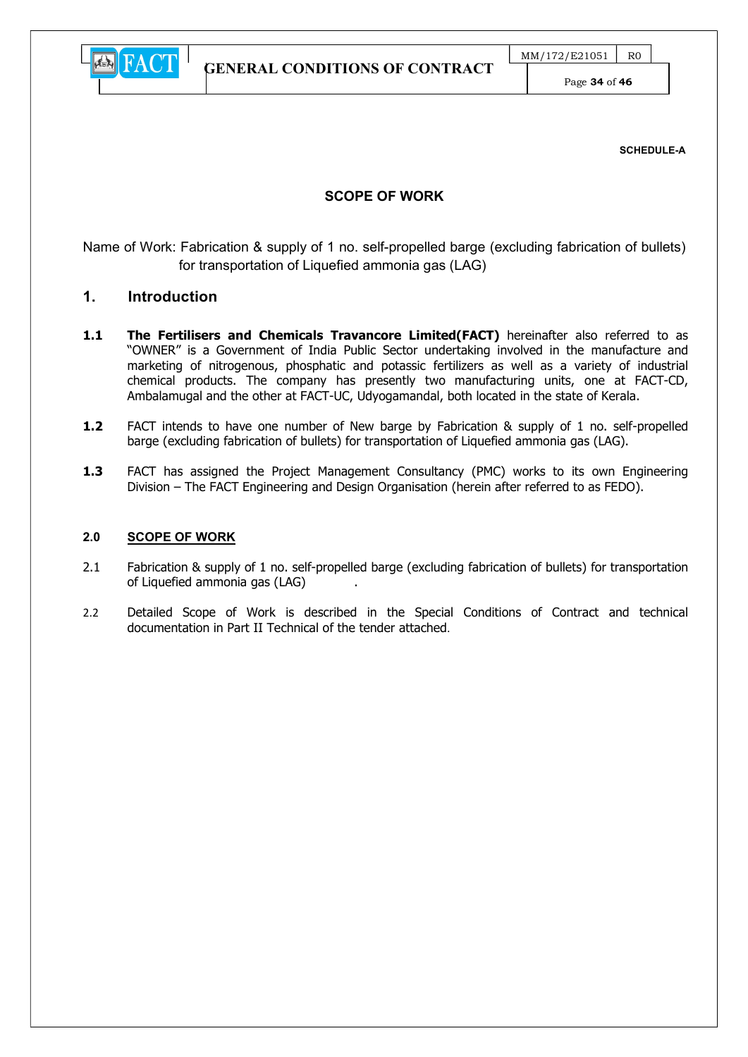**SCHEDULE-A**

## SCOPE OF WORK

Name of Work: Fabrication & supply of 1 no. self-propelled barge (excluding fabrication of bullets) for transportation of Liquefied ammonia gas (LAG)

## 1. Introduction

**1.1** **The Fertilisers and Chemicals Travancore Limited(FACT)** hereinafter also referred to as "OWNER" is a Government of India Public Sector undertaking involved in the manufacture and marketing of nitrogenous, phosphatic and potassic fertilizers as well as a variety of industrial chemical products. The company has presently two manufacturing units, one at FACT-CD, Ambalamugal and the other at FACT-UC, Udyogamandal, both located in the state of Kerala.

**1.2** FACT intends to have one number of New barge by Fabrication & supply of 1 no. self-propelled barge (excluding fabrication of bullets) for transportation of Liquefied ammonia gas (LAG).

**1.3** FACT has assigned the Project Management Consultancy (PMC) works to its own Engineering Division – The FACT Engineering and Design Organisation (herein after referred to as FEDO).

### 2.0 SCOPE OF WORK

2.1 Fabrication & supply of 1 no. self-propelled barge (excluding fabrication of bullets) for transportation of Liquefied ammonia gas (LAG) .

2.2 Detailed Scope of Work is described in the Special Conditions of Contract and technical documentation in Part II Technical of the tender attached.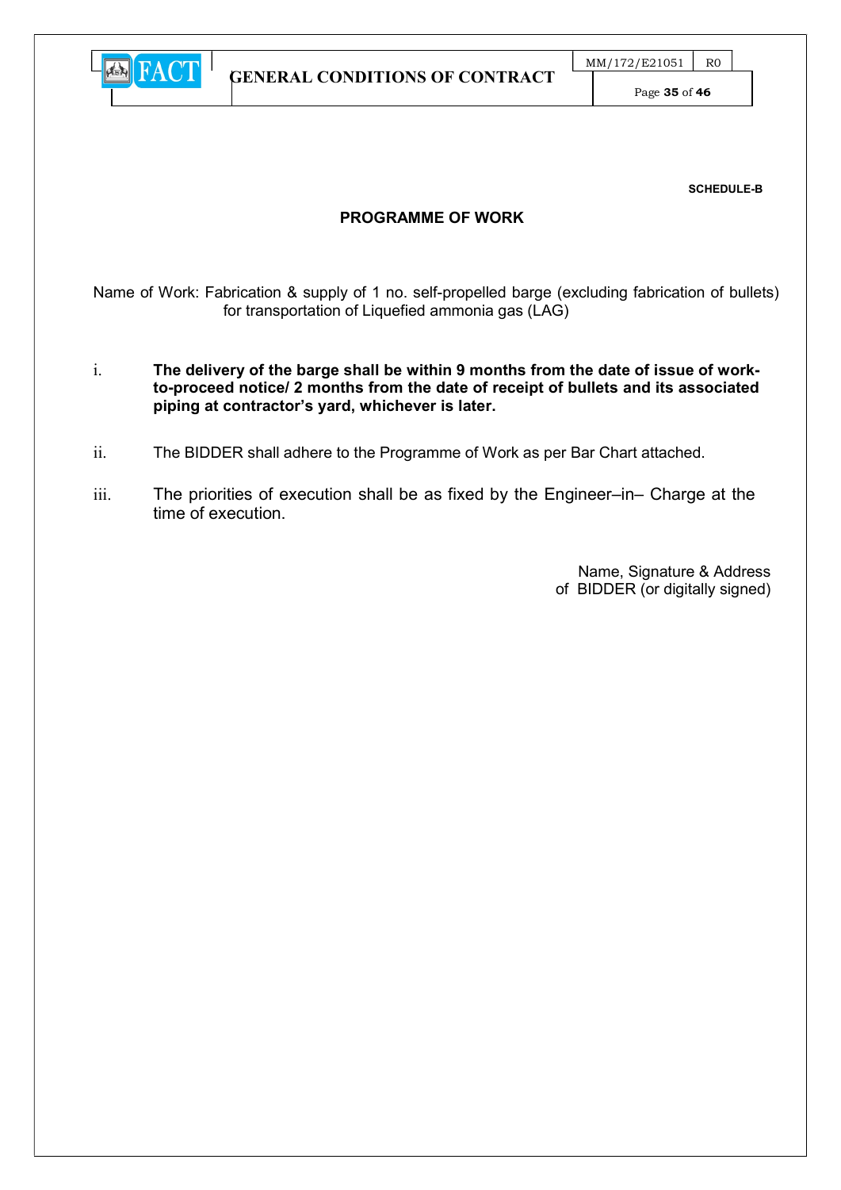**SCHEDULE-B**

## PROGRAMME OF WORK

Name of Work: Fabrication & supply of 1 no. self-propelled barge (excluding fabrication of bullets) for transportation of Liquefied ammonia gas (LAG)

i. **The delivery of the barge shall be within 9 months from the date of issue of work-to-proceed notice/ 2 months from the date of receipt of bullets and its associated piping at contractor's yard, whichever is later.**

ii. The BIDDER shall adhere to the Programme of Work as per Bar Chart attached.

iii. The priorities of execution shall be as fixed by the Engineer–in– Charge at the time of execution.

Name, Signature & Address of BIDDER (or digitally signed)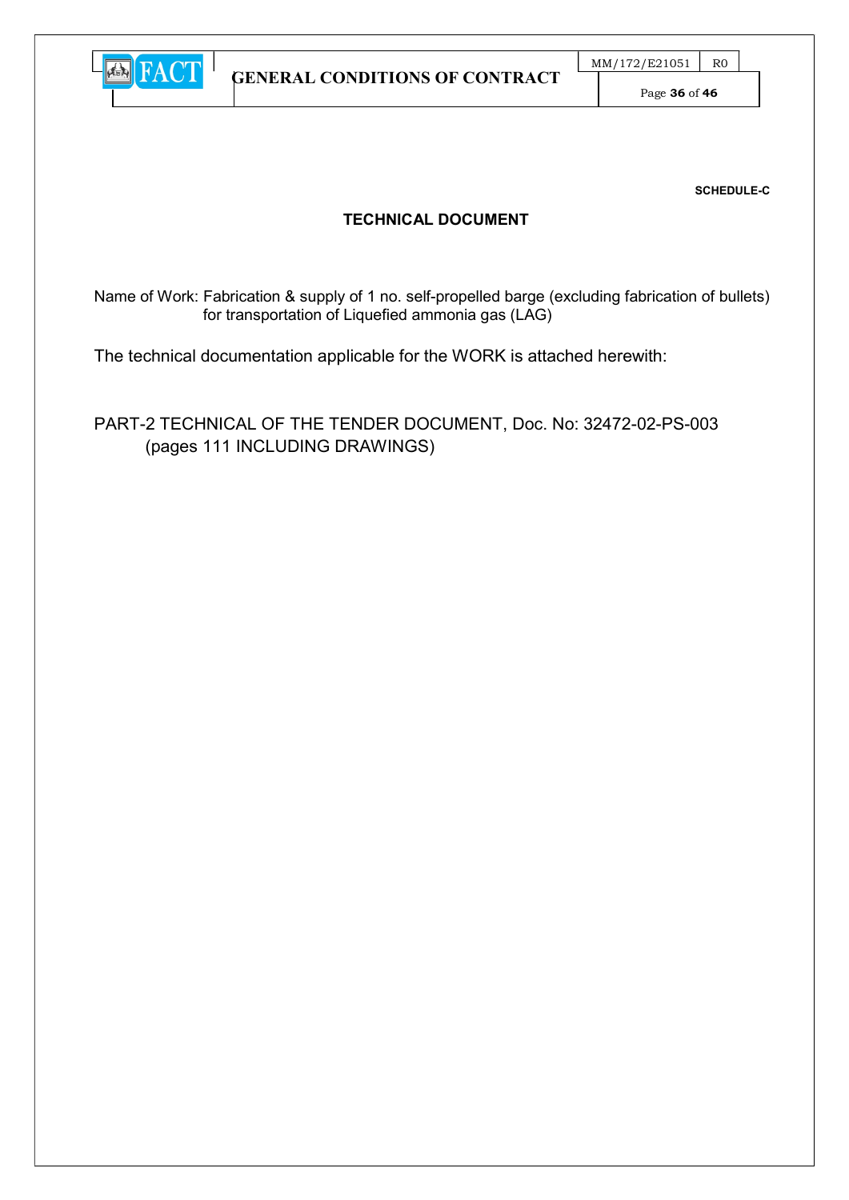**SCHEDULE-C**

## TECHNICAL DOCUMENT

Name of Work: Fabrication & supply of 1 no. self-propelled barge (excluding fabrication of bullets) for transportation of Liquefied ammonia gas (LAG)

The technical documentation applicable for the WORK is attached herewith:

PART-2 TECHNICAL OF THE TENDER DOCUMENT, Doc. No: 32472-02-PS-003 (pages 111 INCLUDING DRAWINGS)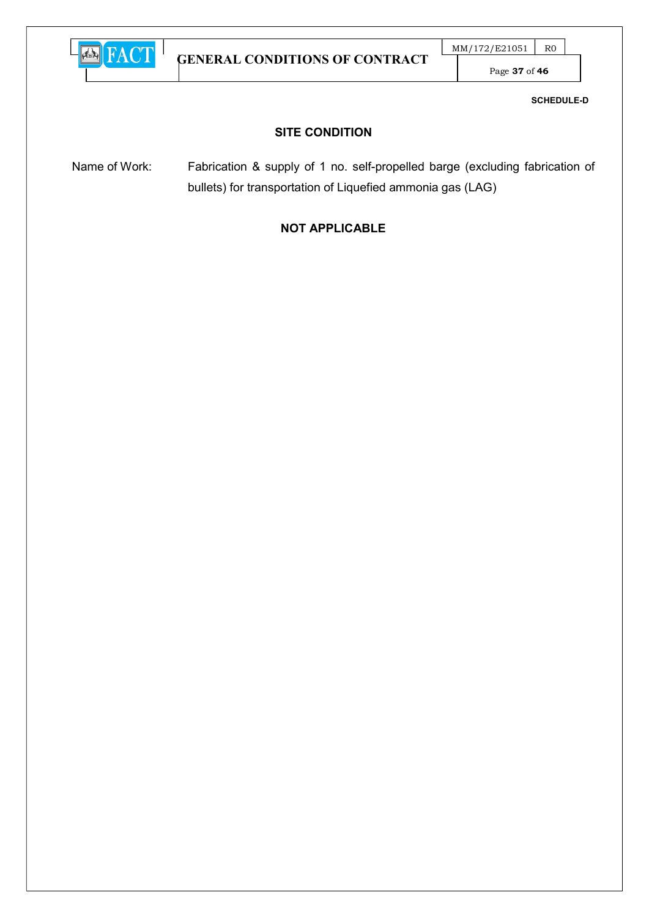**SCHEDULE-D**

## SITE CONDITION

Name of Work: Fabrication & supply of 1 no. self-propelled barge (excluding fabrication of bullets) for transportation of Liquefied ammonia gas (LAG)

**NOT APPLICABLE**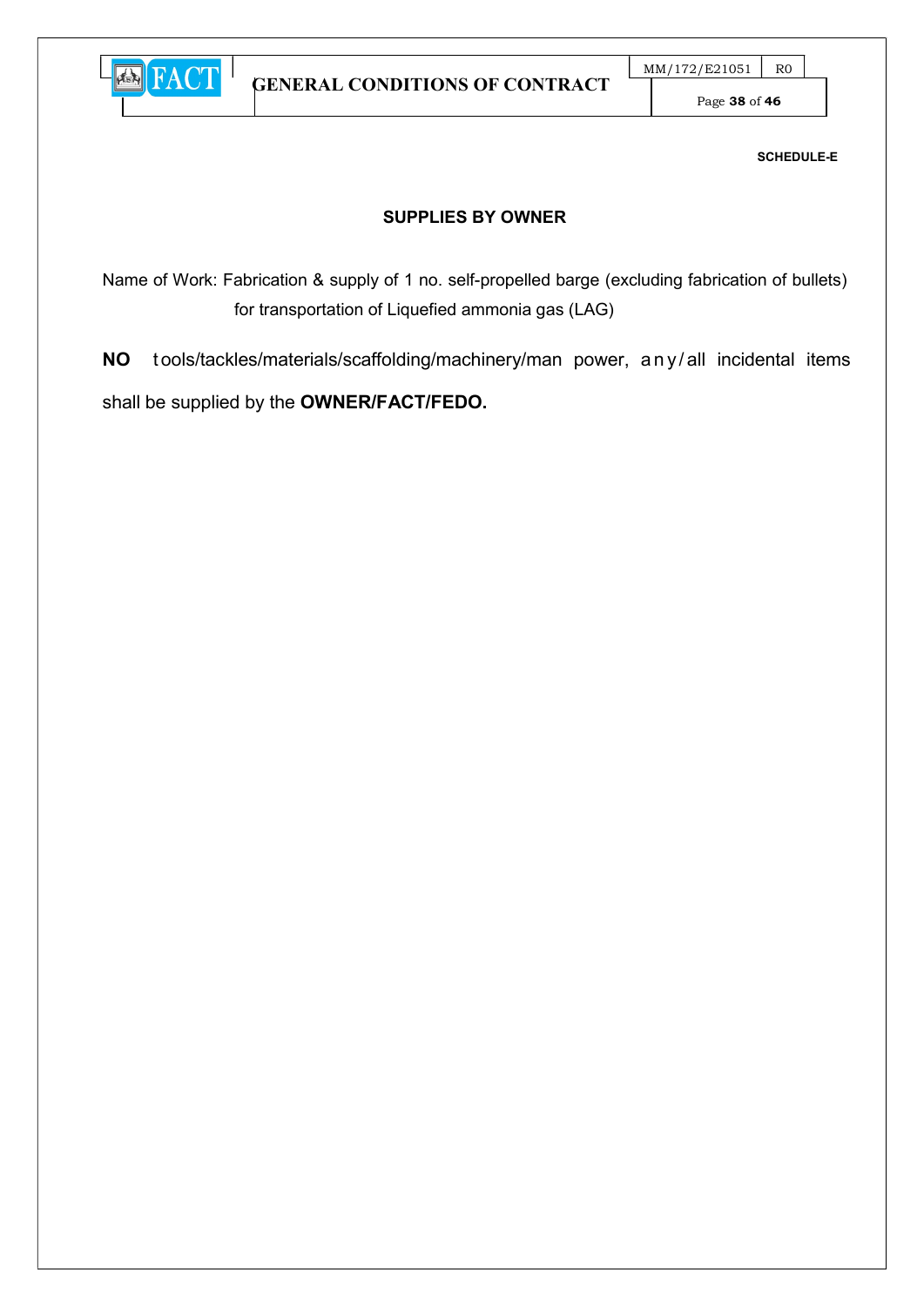**SCHEDULE-E**

## SUPPLIES BY OWNER

Name of Work: Fabrication & supply of 1 no. self-propelled barge (excluding fabrication of bullets) for transportation of Liquefied ammonia gas (LAG)

**NO** tools/tackles/materials/scaffolding/machinery/man power, any/all incidental items shall be supplied by the **OWNER/FACT/FEDO.**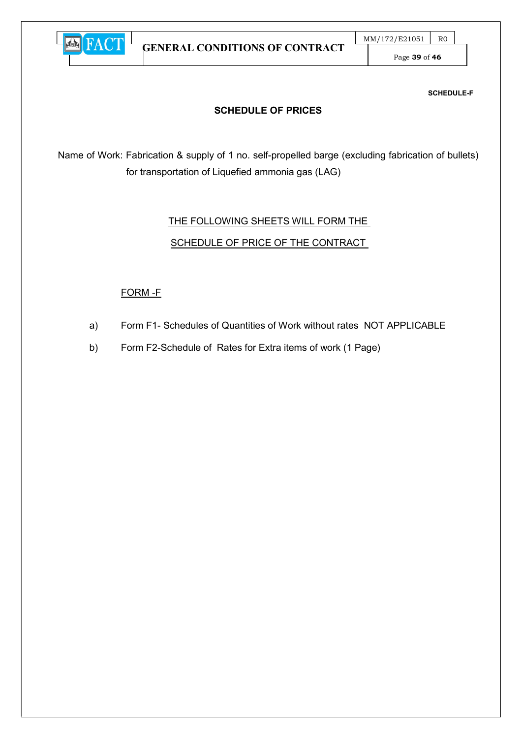**SCHEDULE-F**

## SCHEDULE OF PRICES

Name of Work: Fabrication & supply of 1 no. self-propelled barge (excluding fabrication of bullets) for transportation of Liquefied ammonia gas (LAG)

THE FOLLOWING SHEETS WILL FORM THE

SCHEDULE OF PRICE OF THE CONTRACT

FORM -F

a) Form F1- Schedules of Quantities of Work without rates NOT APPLICABLE

b) Form F2-Schedule of Rates for Extra items of work (1 Page)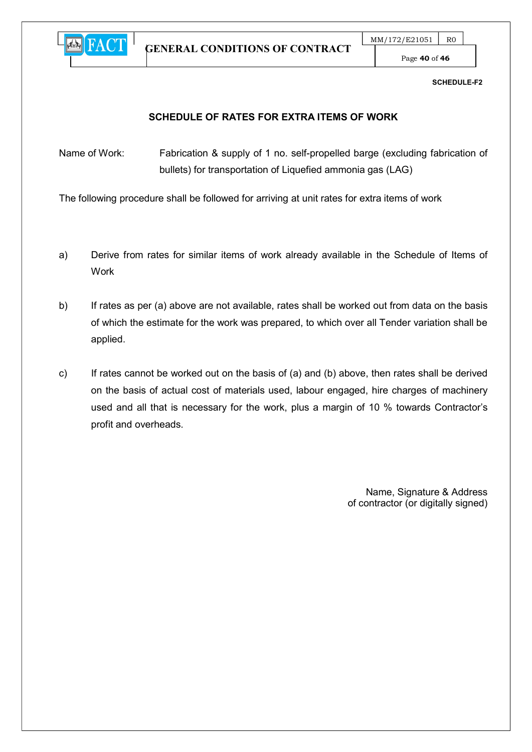**SCHEDULE-F2**

## SCHEDULE OF RATES FOR EXTRA ITEMS OF WORK

Name of Work: Fabrication & supply of 1 no. self-propelled barge (excluding fabrication of bullets) for transportation of Liquefied ammonia gas (LAG)

The following procedure shall be followed for arriving at unit rates for extra items of work

a) Derive from rates for similar items of work already available in the Schedule of Items of Work

b) If rates as per (a) above are not available, rates shall be worked out from data on the basis of which the estimate for the work was prepared, to which over all Tender variation shall be applied.

c) If rates cannot be worked out on the basis of (a) and (b) above, then rates shall be derived on the basis of actual cost of materials used, labour engaged, hire charges of machinery used and all that is necessary for the work, plus a margin of 10 % towards Contractor's profit and overheads.

Name, Signature & Address
of contractor (or digitally signed)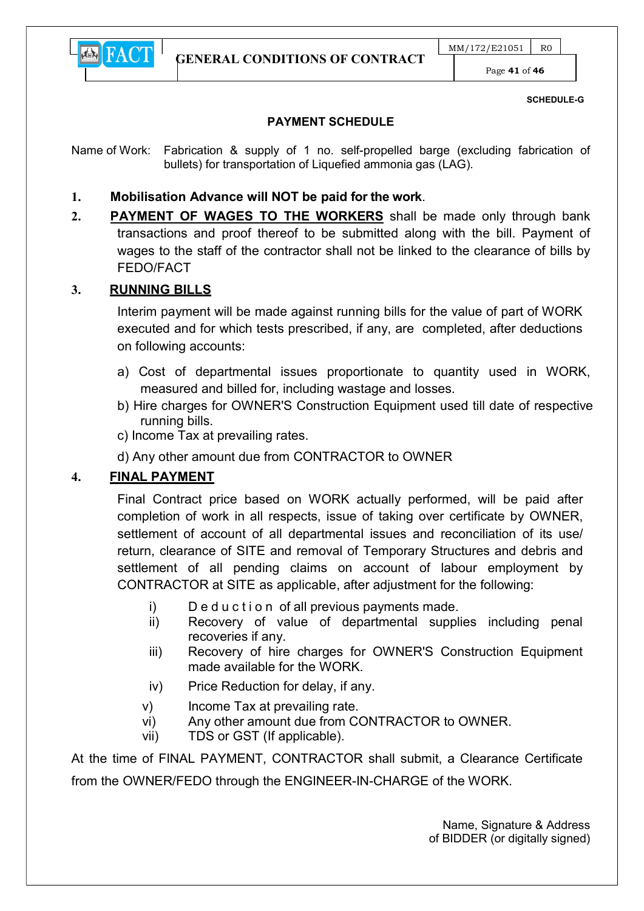**SCHEDULE-G**

## PAYMENT SCHEDULE

Name of Work: Fabrication & supply of 1 no. self-propelled barge (excluding fabrication of bullets) for transportation of Liquefied ammonia gas (LAG).

1. **Mobilisation Advance will NOT be paid for the work**.

2. **PAYMENT OF WAGES TO THE WORKERS** shall be made only through bank transactions and proof thereof to be submitted along with the bill. Payment of wages to the staff of the contractor shall not be linked to the clearance of bills by FEDO/FACT

3. **RUNNING BILLS**

   Interim payment will be made against running bills for the value of part of WORK executed and for which tests prescribed, if any, are completed, after deductions on following accounts:

   a) Cost of departmental issues proportionate to quantity used in WORK, measured and billed for, including wastage and losses.
   b) Hire charges for OWNER'S Construction Equipment used till date of respective running bills.
   c) Income Tax at prevailing rates.
   d) Any other amount due from CONTRACTOR to OWNER

4. **FINAL PAYMENT**

   Final Contract price based on WORK actually performed, will be paid after completion of work in all respects, issue of taking over certificate by OWNER, settlement of account of all departmental issues and reconciliation of its use/ return, clearance of SITE and removal of Temporary Structures and debris and settlement of all pending claims on account of labour employment by CONTRACTOR at SITE as applicable, after adjustment for the following:

   i) Deduction of all previous payments made.
   ii) Recovery of value of departmental supplies including penal recoveries if any.
   iii) Recovery of hire charges for OWNER'S Construction Equipment made available for the WORK.
   iv) Price Reduction for delay, if any.
   v) Income Tax at prevailing rate.
   vi) Any other amount due from CONTRACTOR to OWNER.
   vii) TDS or GST (If applicable).

At the time of FINAL PAYMENT, CONTRACTOR shall submit, a Clearance Certificate from the OWNER/FEDO through the ENGINEER-IN-CHARGE of the WORK.

Name, Signature & Address
of BIDDER (or digitally signed)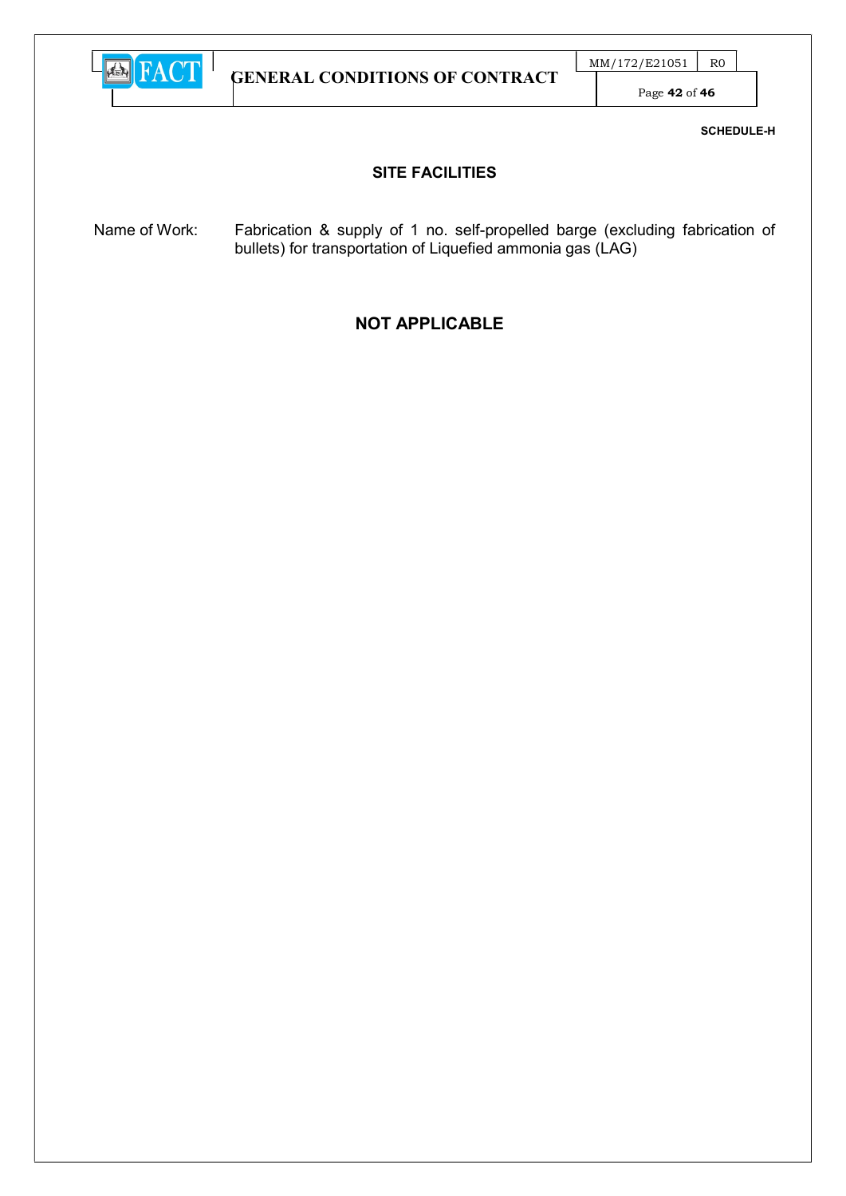**SCHEDULE-H**

## SITE FACILITIES

Name of Work: Fabrication & supply of 1 no. self-propelled barge (excluding fabrication of bullets) for transportation of Liquefied ammonia gas (LAG)

## NOT APPLICABLE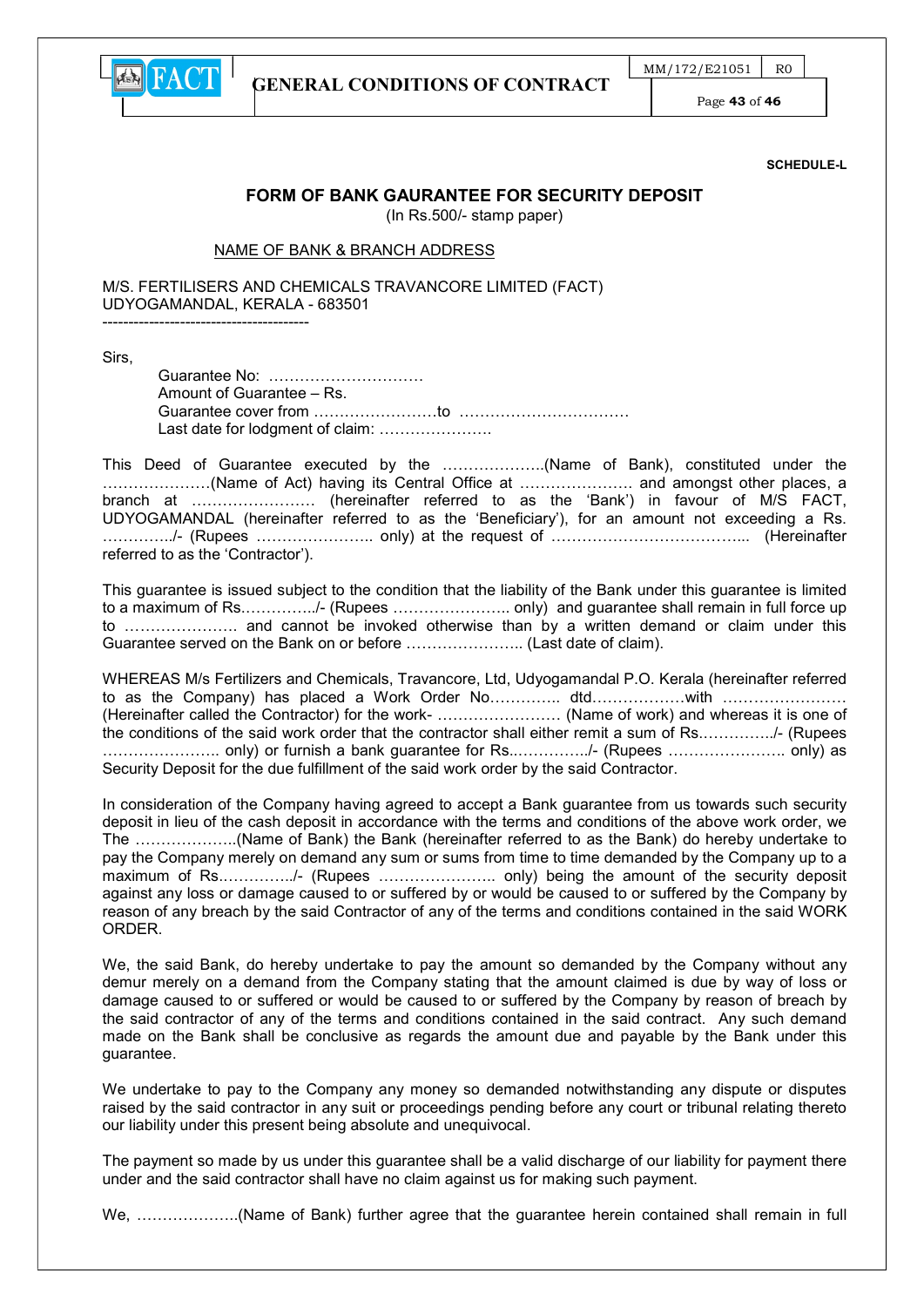**SCHEDULE-L**

## FORM OF BANK GAURANTEE FOR SECURITY DEPOSIT

(In Rs.500/- stamp paper)

NAME OF BANK & BRANCH ADDRESS

M/S. FERTILISERS AND CHEMICALS TRAVANCORE LIMITED (FACT)
UDYOGAMANDAL, KERALA - 683501
----------------------------------------

Sirs,

Guarantee No: …………………………
Amount of Guarantee – Rs.
Guarantee cover from ……………………to ……………………………
Last date for lodgment of claim: ………………….

This Deed of Guarantee executed by the ………………..(Name of Bank), constituted under the …………………(Name of Act) having its Central Office at …………………. and amongst other places, a branch at …………………… (hereinafter referred to as the 'Bank') in favour of M/S FACT, UDYOGAMANDAL (hereinafter referred to as the 'Beneficiary'), for an amount not exceeding a Rs. …………../- (Rupees ………………….. only) at the request of ………………………………... (Hereinafter referred to as the 'Contractor').

This guarantee is issued subject to the condition that the liability of the Bank under this guarantee is limited to a maximum of Rs.…………../- (Rupees ………………….. only) and guarantee shall remain in full force up to …………………. and cannot be invoked otherwise than by a written demand or claim under this Guarantee served on the Bank on or before ………………….. (Last date of claim).

WHEREAS M/s Fertilizers and Chemicals, Travancore, Ltd, Udyogamandal P.O. Kerala (hereinafter referred to as the Company) has placed a Work Order No…………. dtd………………with …………………… (Hereinafter called the Contractor) for the work- …………………… (Name of work) and whereas it is one of the conditions of the said work order that the contractor shall either remit a sum of Rs.…………../- (Rupees ………………….. only) or furnish a bank guarantee for Rs..……………/- (Rupees ………………….. only) as Security Deposit for the due fulfillment of the said work order by the said Contractor.

In consideration of the Company having agreed to accept a Bank guarantee from us towards such security deposit in lieu of the cash deposit in accordance with the terms and conditions of the above work order, we The ………………..(Name of Bank) the Bank (hereinafter referred to as the Bank) do hereby undertake to pay the Company merely on demand any sum or sums from time to time demanded by the Company up to a maximum of Rs.…………../- (Rupees ………………….. only) being the amount of the security deposit against any loss or damage caused to or suffered by or would be caused to or suffered by the Company by reason of any breach by the said Contractor of any of the terms and conditions contained in the said WORK ORDER.

We, the said Bank, do hereby undertake to pay the amount so demanded by the Company without any demur merely on a demand from the Company stating that the amount claimed is due by way of loss or damage caused to or suffered or would be caused to or suffered by the Company by reason of breach by the said contractor of any of the terms and conditions contained in the said contract. Any such demand made on the Bank shall be conclusive as regards the amount due and payable by the Bank under this guarantee.

We undertake to pay to the Company any money so demanded notwithstanding any dispute or disputes raised by the said contractor in any suit or proceedings pending before any court or tribunal relating thereto our liability under this present being absolute and unequivocal.

The payment so made by us under this guarantee shall be a valid discharge of our liability for payment there under and the said contractor shall have no claim against us for making such payment.

We, ………………..(Name of Bank) further agree that the guarantee herein contained shall remain in full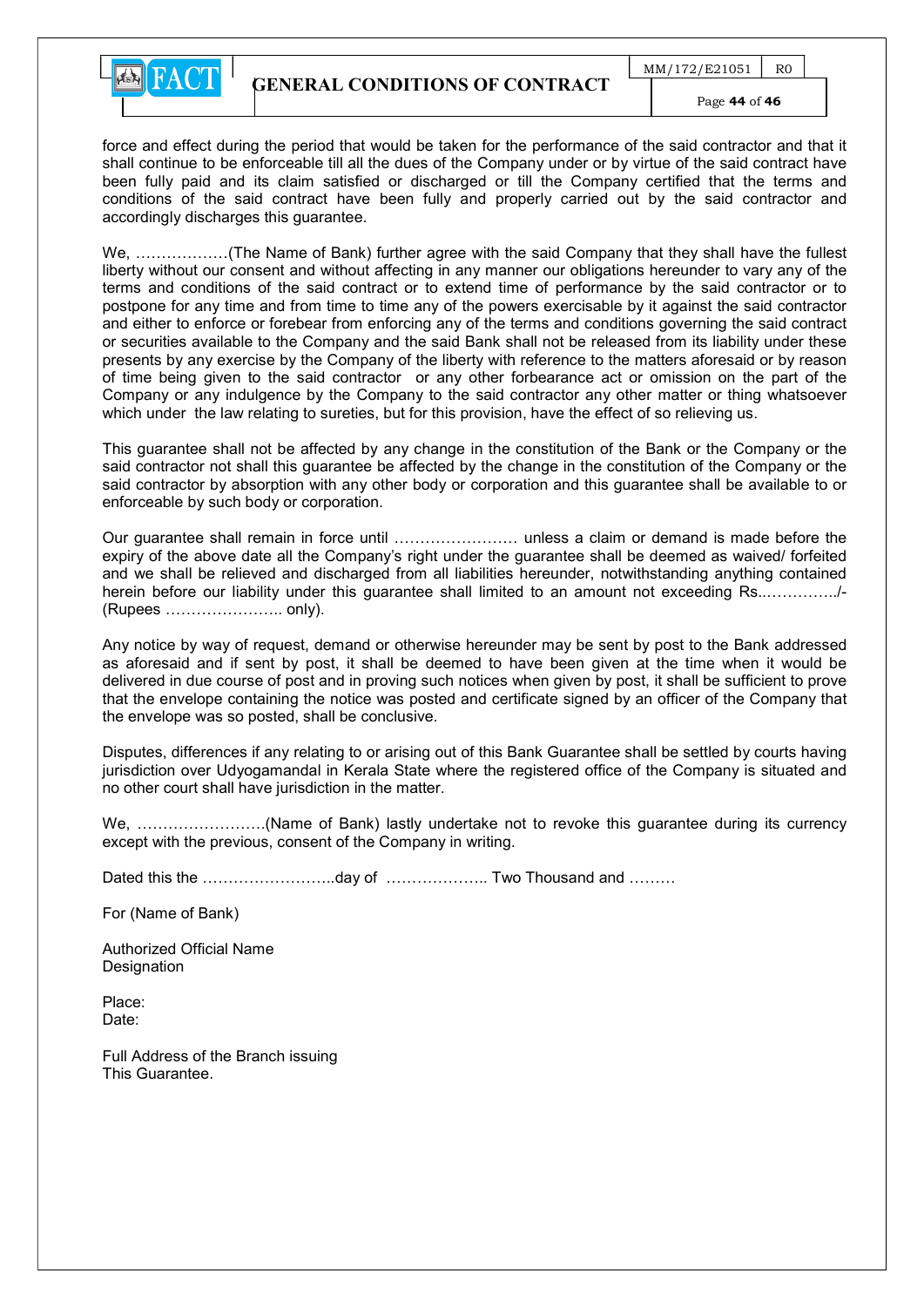force and effect during the period that would be taken for the performance of the said contractor and that it shall continue to be enforceable till all the dues of the Company under or by virtue of the said contract have been fully paid and its claim satisfied or discharged or till the Company certified that the terms and conditions of the said contract have been fully and properly carried out by the said contractor and accordingly discharges this guarantee.

We, ………………(The Name of Bank) further agree with the said Company that they shall have the fullest liberty without our consent and without affecting in any manner our obligations hereunder to vary any of the terms and conditions of the said contract or to extend time of performance by the said contractor or to postpone for any time and from time to time any of the powers exercisable by it against the said contractor and either to enforce or forebear from enforcing any of the terms and conditions governing the said contract or securities available to the Company and the said Bank shall not be released from its liability under these presents by any exercise by the Company of the liberty with reference to the matters aforesaid or by reason of time being given to the said contractor or any other forbearance act or omission on the part of the Company or any indulgence by the Company to the said contractor any other matter or thing whatsoever which under the law relating to sureties, but for this provision, have the effect of so relieving us.

This guarantee shall not be affected by any change in the constitution of the Bank or the Company or the said contractor not shall this guarantee be affected by the change in the constitution of the Company or the said contractor by absorption with any other body or corporation and this guarantee shall be available to or enforceable by such body or corporation.

Our guarantee shall remain in force until …………………… unless a claim or demand is made before the expiry of the above date all the Company's right under the guarantee shall be deemed as waived/ forfeited and we shall be relieved and discharged from all liabilities hereunder, notwithstanding anything contained herein before our liability under this guarantee shall limited to an amount not exceeding Rs.……………/- (Rupees ………………….. only).

Any notice by way of request, demand or otherwise hereunder may be sent by post to the Bank addressed as aforesaid and if sent by post, it shall be deemed to have been given at the time when it would be delivered in due course of post and in proving such notices when given by post, it shall be sufficient to prove that the envelope containing the notice was posted and certificate signed by an officer of the Company that the envelope was so posted, shall be conclusive.

Disputes, differences if any relating to or arising out of this Bank Guarantee shall be settled by courts having jurisdiction over Udyogamandal in Kerala State where the registered office of the Company is situated and no other court shall have jurisdiction in the matter.

We, …………………….(Name of Bank) lastly undertake not to revoke this guarantee during its currency except with the previous, consent of the Company in writing.

Dated this the ……………………..day of ……………….. Two Thousand and ………

For (Name of Bank)

Authorized Official Name
Designation

Place:
Date:

Full Address of the Branch issuing
This Guarantee.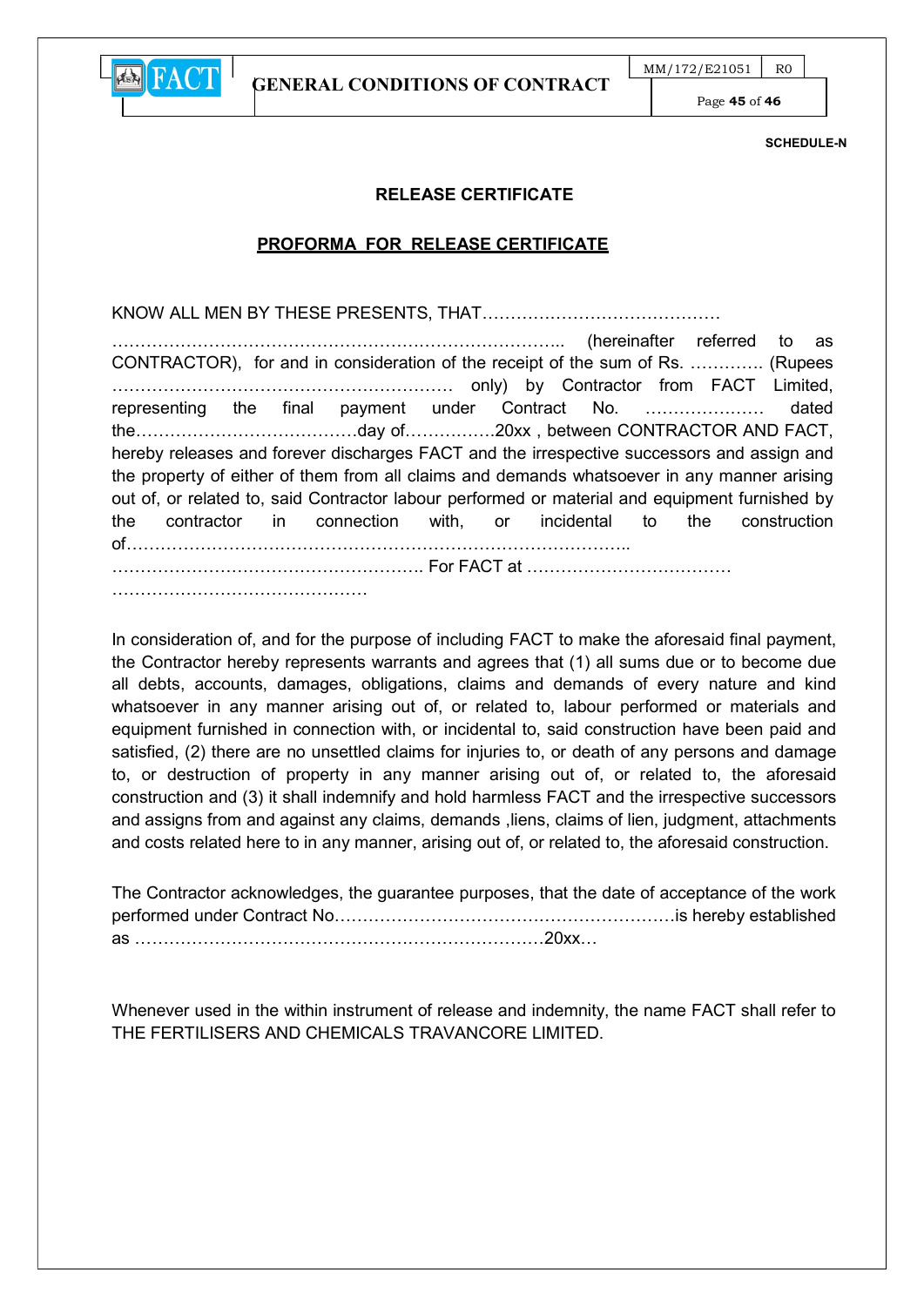SCHEDULE-N

## RELEASE CERTIFICATE

### PROFORMA FOR RELEASE CERTIFICATE

KNOW ALL MEN BY THESE PRESENTS, THAT……………………………………
………………………………………………………………….. (hereinafter referred to as CONTRACTOR), for and in consideration of the receipt of the sum of Rs. …………. (Rupees …………………………………………………. only) by Contractor from FACT Limited, representing the final payment under Contract No. ………………… dated the…………………………………day of…………….20xx , between CONTRACTOR AND FACT, hereby releases and forever discharges FACT and the irrespective successors and assign and the property of either of them from all claims and demands whatsoever in any manner arising out of, or related to, said Contractor labour performed or material and equipment furnished by the contractor in connection with, or incidental to the construction of……………………………………………………………………………..
………………………………………………. For FACT at ………………………………
………………………………………

In consideration of, and for the purpose of including FACT to make the aforesaid final payment, the Contractor hereby represents warrants and agrees that (1) all sums due or to become due all debts, accounts, damages, obligations, claims and demands of every nature and kind whatsoever in any manner arising out of, or related to, labour performed or materials and equipment furnished in connection with, or incidental to, said construction have been paid and satisfied, (2) there are no unsettled claims for injuries to, or death of any persons and damage to, or destruction of property in any manner arising out of, or related to, the aforesaid construction and (3) it shall indemnify and hold harmless FACT and the irrespective successors and assigns from and against any claims, demands ,liens, claims of lien, judgment, attachments and costs related here to in any manner, arising out of, or related to, the aforesaid construction.

The Contractor acknowledges, the guarantee purposes, that the date of acceptance of the work performed under Contract No……………………………………………………is hereby established as ………………………………………………………………20xx…

Whenever used in the within instrument of release and indemnity, the name FACT shall refer to THE FERTILISERS AND CHEMICALS TRAVANCORE LIMITED.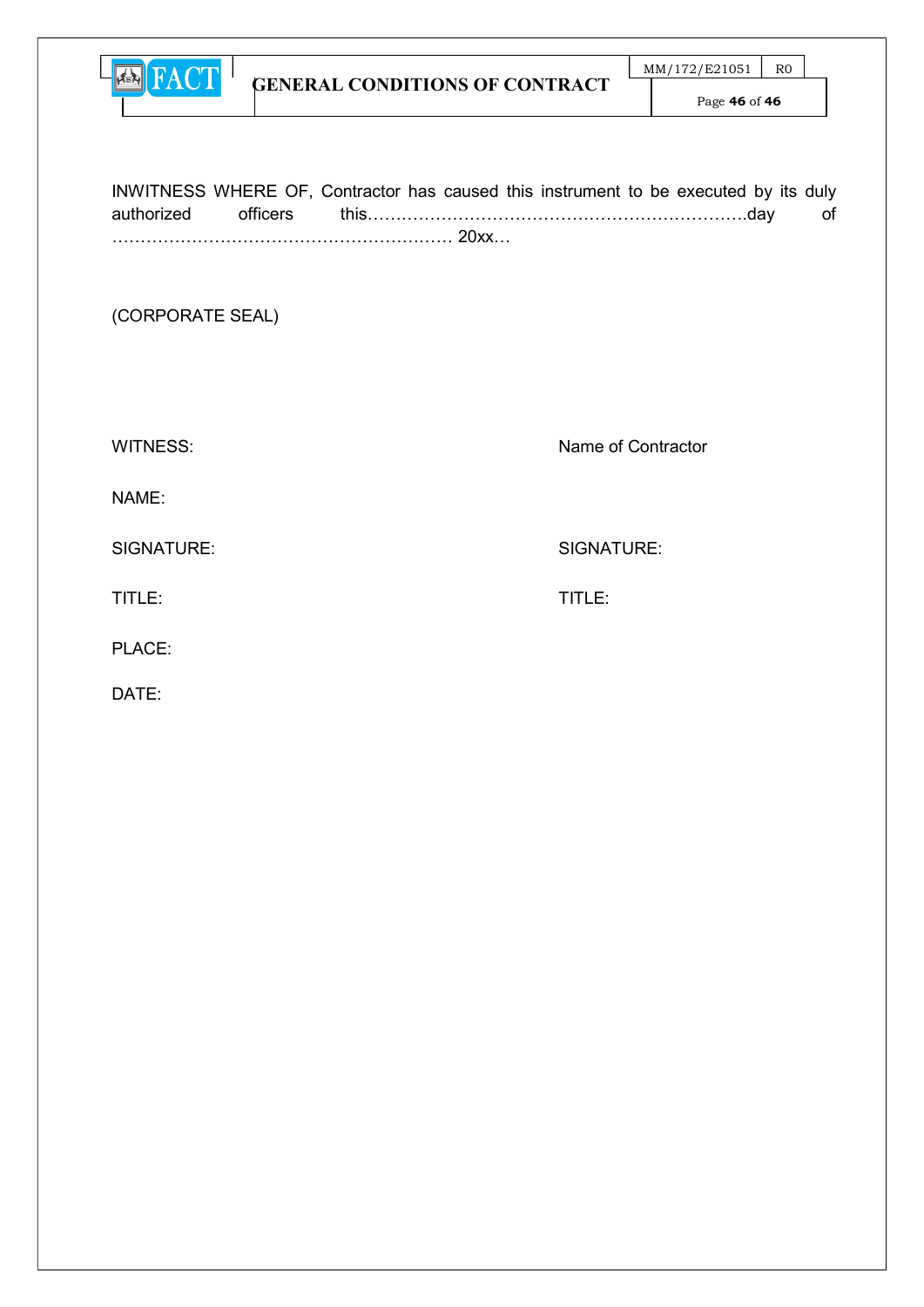INWITNESS WHERE OF, Contractor has caused this instrument to be executed by its duly authorized officers this………………………………………………………….day of …………………………………………………… 20xx…

(CORPORATE SEAL)

| | |
|---|---|
| WITNESS: | Name of Contractor |
| NAME: | |
| SIGNATURE: | SIGNATURE: |
| TITLE: | TITLE: |
| PLACE: | |
| DATE: | |